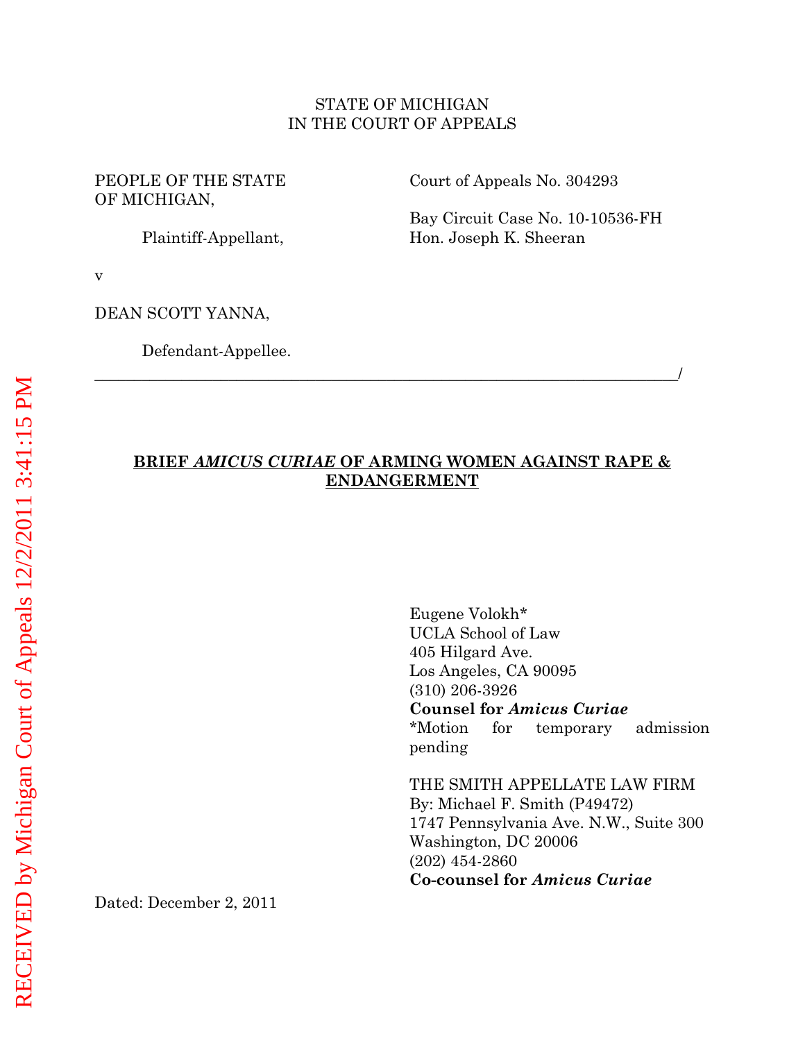STATE OF MICHIGAN
IN THE COURT OF APPEALS

PEOPLE OF THE STATE OF MICHIGAN,

Plaintiff-Appellant,

v

DEAN SCOTT YANNA,

Defendant-Appellee.

Court of Appeals No. 304293

Bay Circuit Case No. 10-10536-FH
Hon. Joseph K. Sheeran

_______________________________________________________________________/

**BRIEF *AMICUS CURIAE* OF ARMING WOMEN AGAINST RAPE & ENDANGERMENT**

Eugene Volokh*
UCLA School of Law
405 Hilgard Ave.
Los Angeles, CA 90095
(310) 206-3926
**Counsel for *Amicus Curiae***
*Motion for temporary admission pending

THE SMITH APPELLATE LAW FIRM
By: Michael F. Smith (P49472)
1747 Pennsylvania Ave. N.W., Suite 300
Washington, DC 20006
(202) 454-2860
**Co-counsel for *Amicus Curiae***

Dated: December 2, 2011

RECEIVED by Michigan Court of Appeals 12/2/2011 3:41:15 PM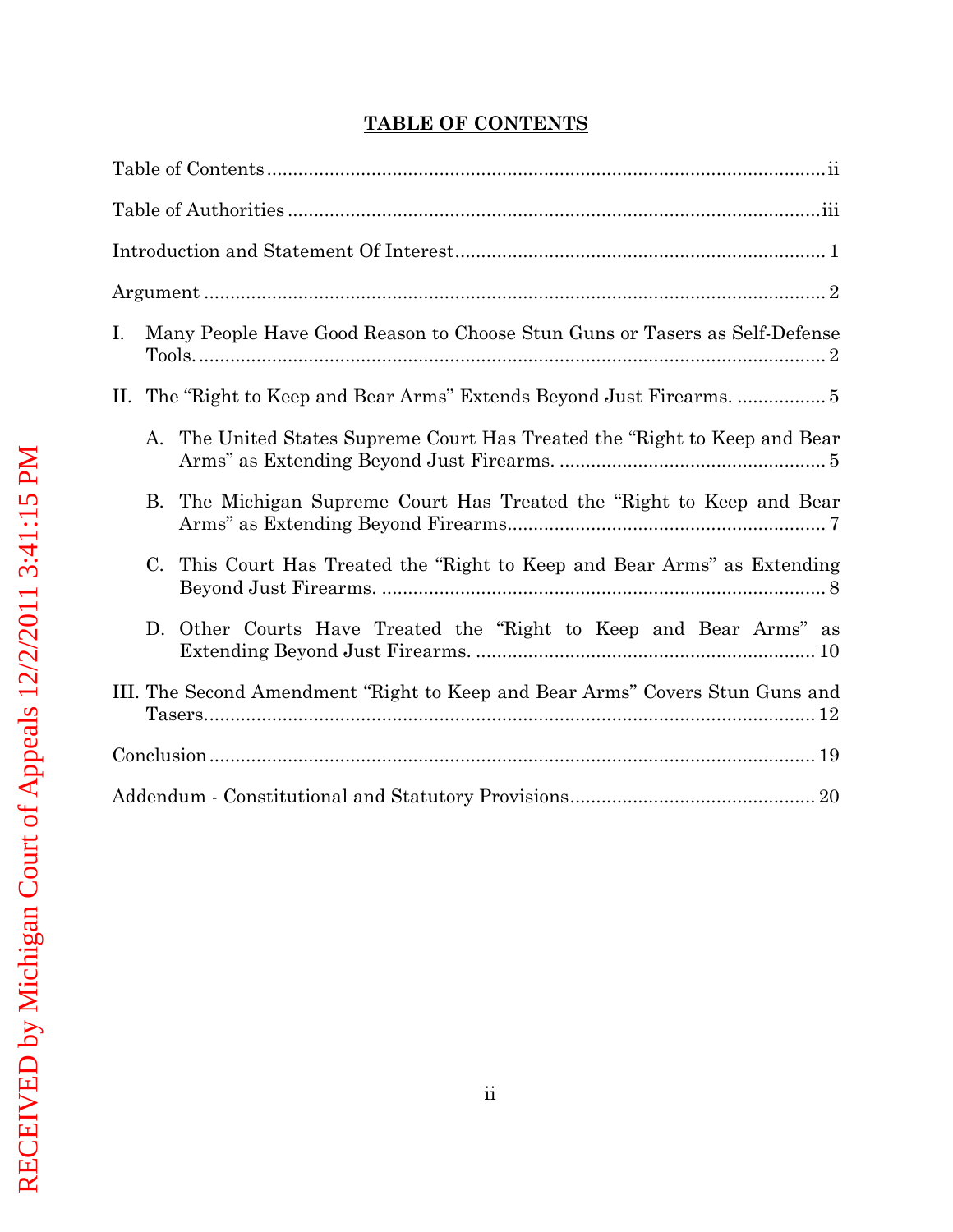## TABLE OF CONTENTS

Table of Contents .......................................................................................................... ii

Table of Authorities ..................................................................................................... iii

Introduction and Statement Of Interest ....................................................................... 1

Argument ...................................................................................................................... 2

I. Many People Have Good Reason to Choose Stun Guns or Tasers as Self-Defense Tools. ...................................................................................................................... 2

II. The "Right to Keep and Bear Arms" Extends Beyond Just Firearms. ................. 5

   A. The United States Supreme Court Has Treated the "Right to Keep and Bear Arms" as Extending Beyond Just Firearms. .................................................. 5

   B. The Michigan Supreme Court Has Treated the "Right to Keep and Bear Arms" as Extending Beyond Firearms............................................................ 7

   C. This Court Has Treated the "Right to Keep and Bear Arms" as Extending Beyond Just Firearms. .................................................................................... 8

   D. Other Courts Have Treated the "Right to Keep and Bear Arms" as Extending Beyond Just Firearms. ................................................................ 10

III. The Second Amendment "Right to Keep and Bear Arms" Covers Stun Guns and Tasers.................................................................................................................... 12

Conclusion ................................................................................................................... 19

Addendum - Constitutional and Statutory Provisions .............................................. 20

RECEIVED by Michigan Court of Appeals 12/2/2011 3:41:15 PM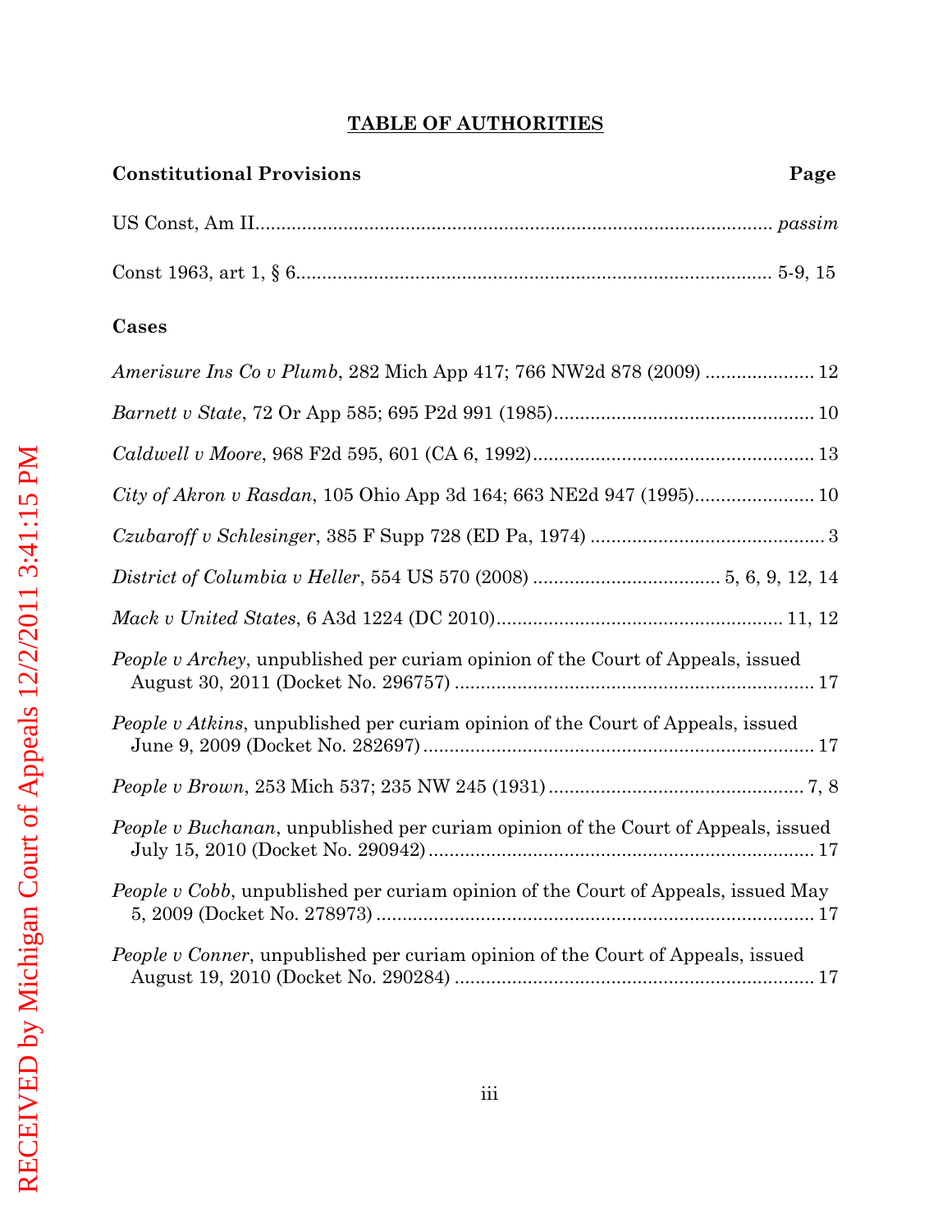# TABLE OF AUTHORITIES

**Constitutional Provisions** **Page**

US Const, Am II.................................................................................................. *passim*

Const 1963, art 1, § 6........................................................................................... 5-9, 15

**Cases**

*Amerisure Ins Co v Plumb*, 282 Mich App 417; 766 NW2d 878 (2009) ..................... 12

*Barnett v State*, 72 Or App 585; 695 P2d 991 (1985)................................................. 10

*Caldwell v Moore*, 968 F2d 595, 601 (CA 6, 1992)..................................................... 13

*City of Akron v Rasdan*, 105 Ohio App 3d 164; 663 NE2d 947 (1995)....................... 10

*Czubaroff v Schlesinger*, 385 F Supp 728 (ED Pa, 1974) ............................................ 3

*District of Columbia v Heller*, 554 US 570 (2008) .................................... 5, 6, 9, 12, 14

*Mack v United States*, 6 A3d 1224 (DC 2010)...................................................... 11, 12

*People v Archey*, unpublished per curiam opinion of the Court of Appeals, issued August 30, 2011 (Docket No. 296757) .................................................................... 17

*People v Atkins*, unpublished per curiam opinion of the Court of Appeals, issued June 9, 2009 (Docket No. 282697) ......................................................................... 17

*People v Brown*, 253 Mich 537; 235 NW 245 (1931) ................................................ 7, 8

*People v Buchanan*, unpublished per curiam opinion of the Court of Appeals, issued July 15, 2010 (Docket No. 290942) ....................................................................... 17

*People v Cobb*, unpublished per curiam opinion of the Court of Appeals, issued May 5, 2009 (Docket No. 278973) .................................................................................. 17

*People v Conner*, unpublished per curiam opinion of the Court of Appeals, issued August 19, 2010 (Docket No. 290284) .................................................................... 17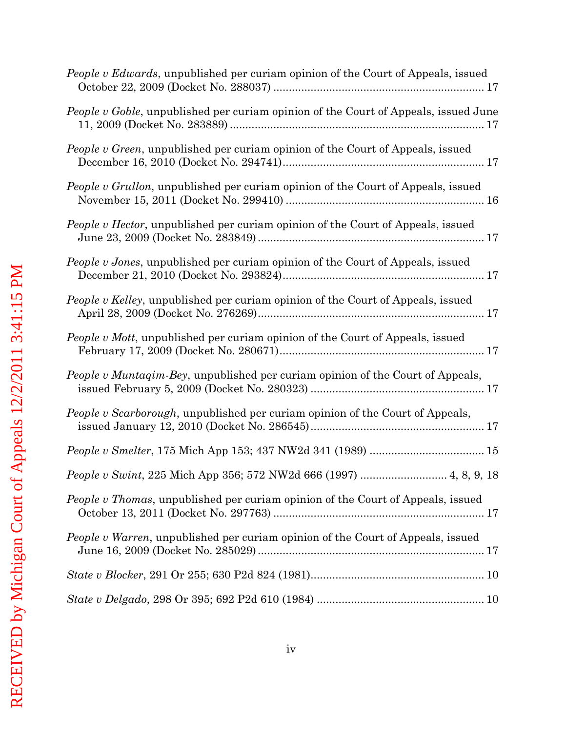*People v Edwards*, unpublished per curiam opinion of the Court of Appeals, issued October 22, 2009 (Docket No. 288037) .................................................................. 17

*People v Goble*, unpublished per curiam opinion of the Court of Appeals, issued June 11, 2009 (Docket No. 283889) ................................................................................ 17

*People v Green*, unpublished per curiam opinion of the Court of Appeals, issued December 16, 2010 (Docket No. 294741)................................................................ 17

*People v Grullon*, unpublished per curiam opinion of the Court of Appeals, issued November 15, 2011 (Docket No. 299410) .............................................................. 16

*People v Hector*, unpublished per curiam opinion of the Court of Appeals, issued June 23, 2009 (Docket No. 283849) ....................................................................... 17

*People v Jones*, unpublished per curiam opinion of the Court of Appeals, issued December 21, 2010 (Docket No. 293824)................................................................ 17

*People v Kelley*, unpublished per curiam opinion of the Court of Appeals, issued April 28, 2009 (Docket No. 276269)....................................................................... 17

*People v Mott*, unpublished per curiam opinion of the Court of Appeals, issued February 17, 2009 (Docket No. 280671)................................................................. 17

*People v Muntaqim-Bey*, unpublished per curiam opinion of the Court of Appeals, issued February 5, 2009 (Docket No. 280323) ....................................................... 17

*People v Scarborough*, unpublished per curiam opinion of the Court of Appeals, issued January 12, 2010 (Docket No. 286545)....................................................... 17

*People v Smelter*, 175 Mich App 153; 437 NW2d 341 (1989) .................................... 15

*People v Swint*, 225 Mich App 356; 572 NW2d 666 (1997) ........................... 4, 8, 9, 18

*People v Thomas*, unpublished per curiam opinion of the Court of Appeals, issued October 13, 2011 (Docket No. 297763) ................................................................... 17

*People v Warren*, unpublished per curiam opinion of the Court of Appeals, issued June 16, 2009 (Docket No. 285029) ....................................................................... 17

*State v Blocker*, 291 Or 255; 630 P2d 824 (1981)....................................................... 10

*State v Delgado*, 298 Or 395; 692 P2d 610 (1984) ..................................................... 10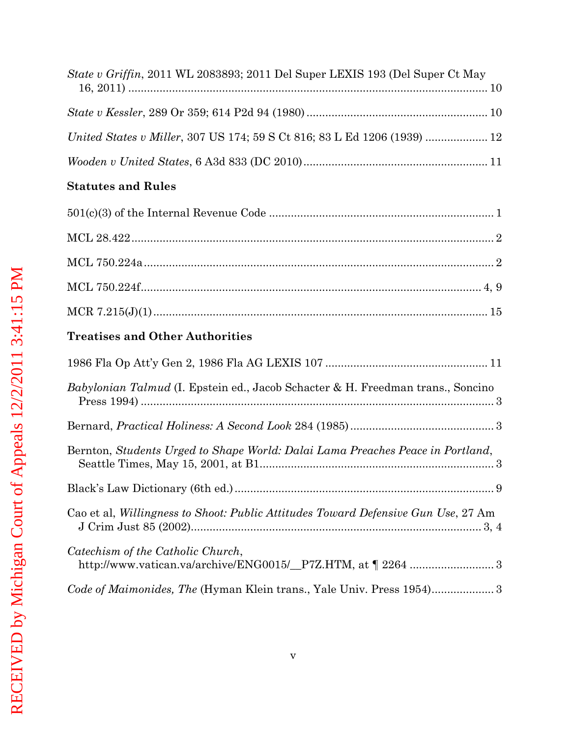*State v Griffin*, 2011 WL 2083893; 2011 Del Super LEXIS 193 (Del Super Ct May 16, 2011) .................................................................................................... 10

*State v Kessler*, 289 Or 359; 614 P2d 94 (1980) ......................................................... 10

*United States v Miller*, 307 US 174; 59 S Ct 816; 83 L Ed 1206 (1939) .................... 12

*Wooden v United States*, 6 A3d 833 (DC 2010) .......................................................... 11

**Statutes and Rules**

501(c)(3) of the Internal Revenue Code ....................................................................... 1

MCL 28.422 .................................................................................................................... 2

MCL 750.224a ................................................................................................................ 2

MCL 750.224f ............................................................................................................ 4, 9

MCR 7.215(J)(1) ........................................................................................................... 15

**Treatises and Other Authorities**

1986 Fla Op Att'y Gen 2, 1986 Fla AG LEXIS 107 .................................................... 11

*Babylonian Talmud* (I. Epstein ed., Jacob Schacter & H. Freedman trans., Soncino Press 1994) .................................................................................................... 3

Bernard, *Practical Holiness: A Second Look* 284 (1985) .............................................. 3

Bernton, *Students Urged to Shape World: Dalai Lama Preaches Peace in Portland*, Seattle Times, May 15, 2001, at B1 ........................................................................... 3

Black's Law Dictionary (6th ed.) .................................................................................. 9

Cao et al, *Willingness to Shoot: Public Attitudes Toward Defensive Gun Use*, 27 Am J Crim Just 85 (2002) ............................................................................................ 3, 4

*Catechism of the Catholic Church*, http://www.vatican.va/archive/ENG0015/__P7Z.HTM, at ¶ 2264 ........................... 3

*Code of Maimonides, The* (Hyman Klein trans., Yale Univ. Press 1954) .................... 3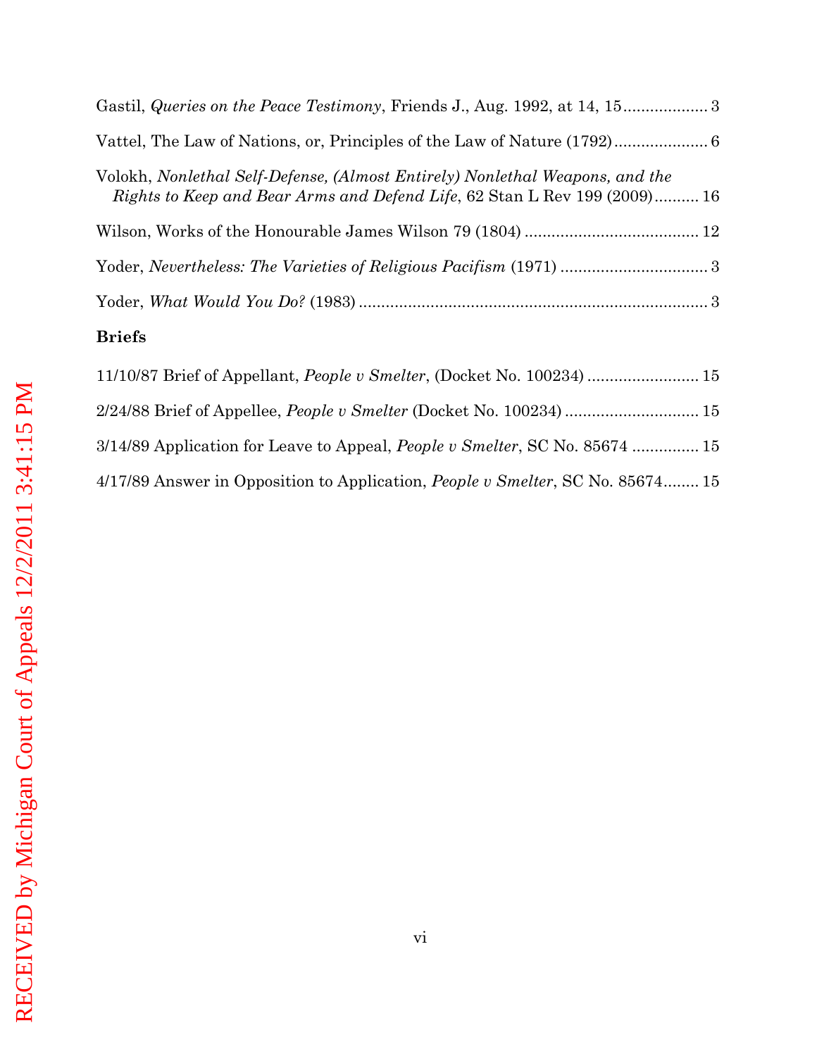Gastil, *Queries on the Peace Testimony*, Friends J., Aug. 1992, at 14, 15 .................. 3

Vattel, The Law of Nations, or, Principles of the Law of Nature (1792) .................... 6

Volokh, *Nonlethal Self-Defense, (Almost Entirely) Nonlethal Weapons, and the Rights to Keep and Bear Arms and Defend Life*, 62 Stan L Rev 199 (2009) .......... 16

Wilson, Works of the Honourable James Wilson 79 (1804) ...................................... 12

Yoder, *Nevertheless: The Varieties of Religious Pacifism* (1971) ................................ 3

Yoder, *What Would You Do?* (1983) ........................................................................... 3

**Briefs**

11/10/87 Brief of Appellant, *People v Smelter*, (Docket No. 100234) ........................ 15

2/24/88 Brief of Appellee, *People v Smelter* (Docket No. 100234) ............................ 15

3/14/89 Application for Leave to Appeal, *People v Smelter*, SC No. 85674 ............... 15

4/17/89 Answer in Opposition to Application, *People v Smelter*, SC No. 85674........ 15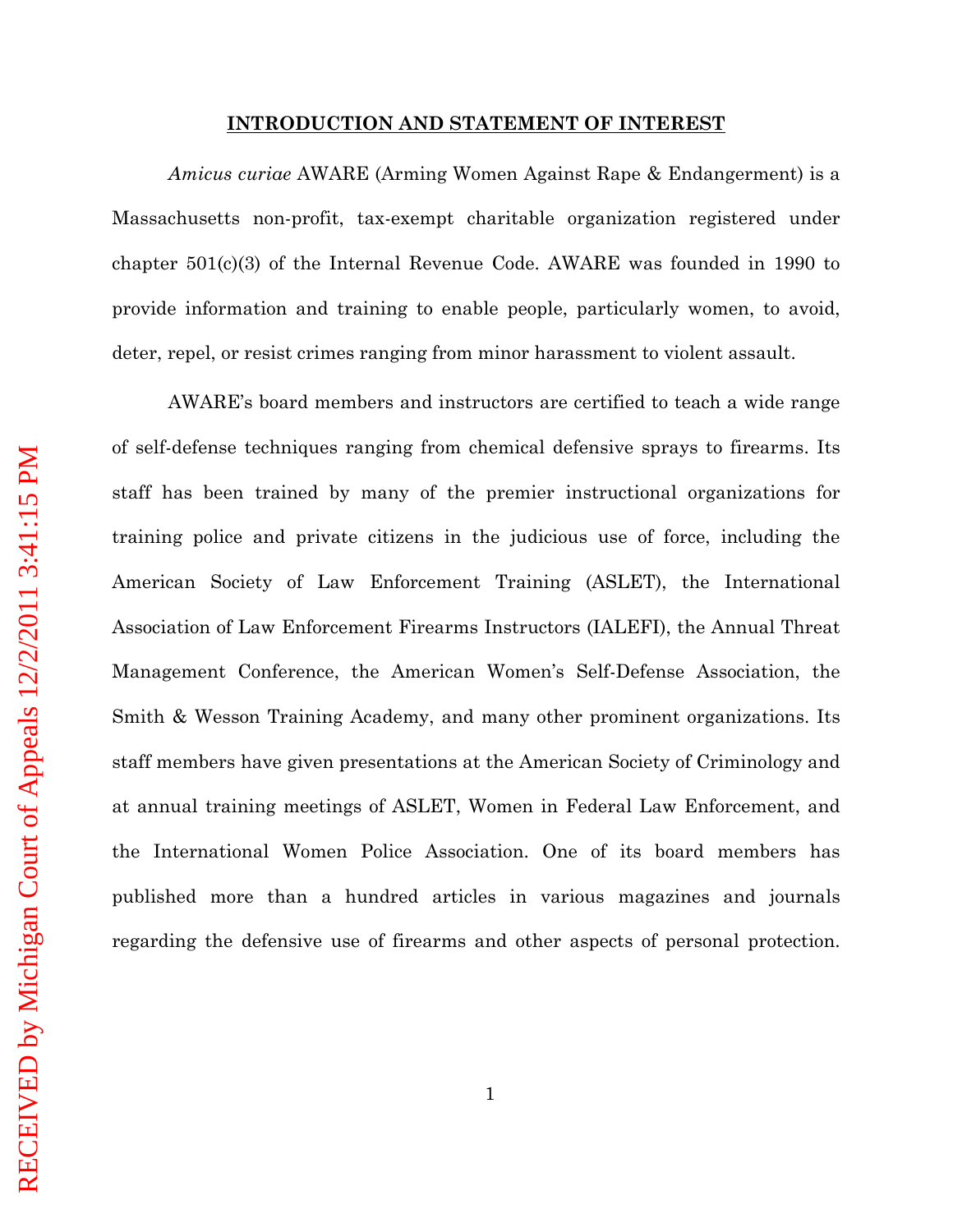## INTRODUCTION AND STATEMENT OF INTEREST

*Amicus curiae* AWARE (Arming Women Against Rape & Endangerment) is a Massachusetts non-profit, tax-exempt charitable organization registered under chapter 501(c)(3) of the Internal Revenue Code. AWARE was founded in 1990 to provide information and training to enable people, particularly women, to avoid, deter, repel, or resist crimes ranging from minor harassment to violent assault.

AWARE's board members and instructors are certified to teach a wide range of self-defense techniques ranging from chemical defensive sprays to firearms. Its staff has been trained by many of the premier instructional organizations for training police and private citizens in the judicious use of force, including the American Society of Law Enforcement Training (ASLET), the International Association of Law Enforcement Firearms Instructors (IALEFI), the Annual Threat Management Conference, the American Women's Self-Defense Association, the Smith & Wesson Training Academy, and many other prominent organizations. Its staff members have given presentations at the American Society of Criminology and at annual training meetings of ASLET, Women in Federal Law Enforcement, and the International Women Police Association. One of its board members has published more than a hundred articles in various magazines and journals regarding the defensive use of firearms and other aspects of personal protection.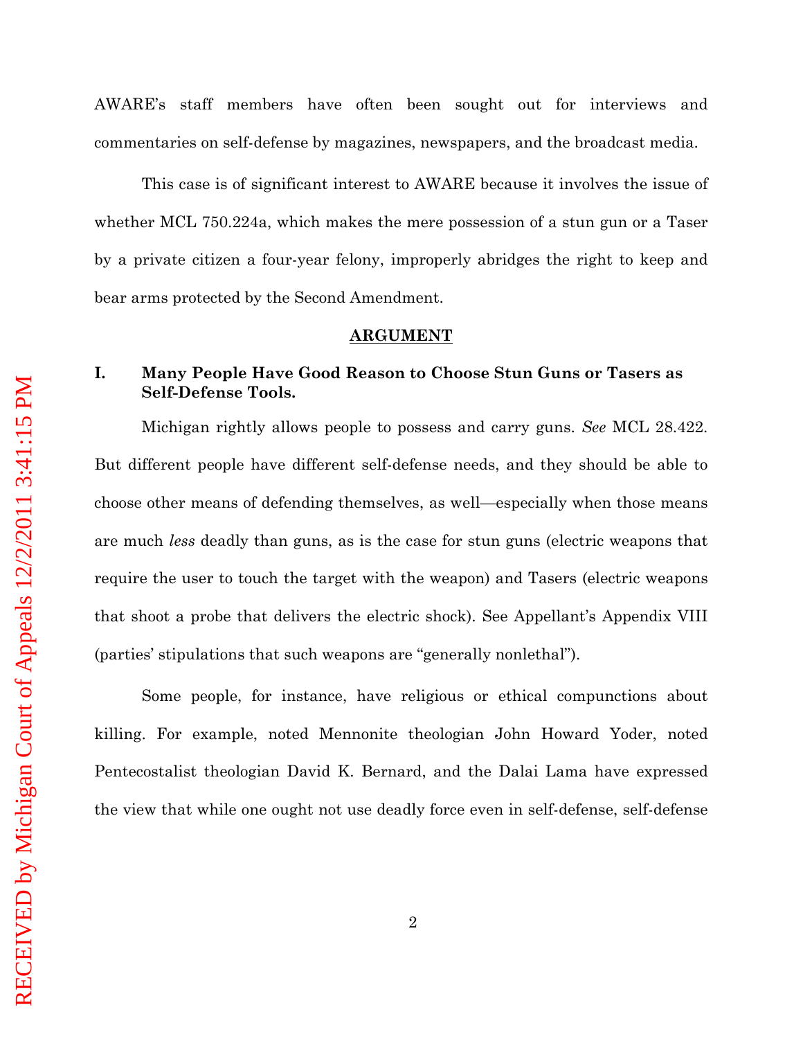AWARE's staff members have often been sought out for interviews and commentaries on self-defense by magazines, newspapers, and the broadcast media.

This case is of significant interest to AWARE because it involves the issue of whether MCL 750.224a, which makes the mere possession of a stun gun or a Taser by a private citizen a four-year felony, improperly abridges the right to keep and bear arms protected by the Second Amendment.

## ARGUMENT

### I. Many People Have Good Reason to Choose Stun Guns or Tasers as Self-Defense Tools.

Michigan rightly allows people to possess and carry guns. *See* MCL 28.422. But different people have different self-defense needs, and they should be able to choose other means of defending themselves, as well—especially when those means are much *less* deadly than guns, as is the case for stun guns (electric weapons that require the user to touch the target with the weapon) and Tasers (electric weapons that shoot a probe that delivers the electric shock). See Appellant's Appendix VIII (parties' stipulations that such weapons are "generally nonlethal").

Some people, for instance, have religious or ethical compunctions about killing. For example, noted Mennonite theologian John Howard Yoder, noted Pentecostalist theologian David K. Bernard, and the Dalai Lama have expressed the view that while one ought not use deadly force even in self-defense, self-defense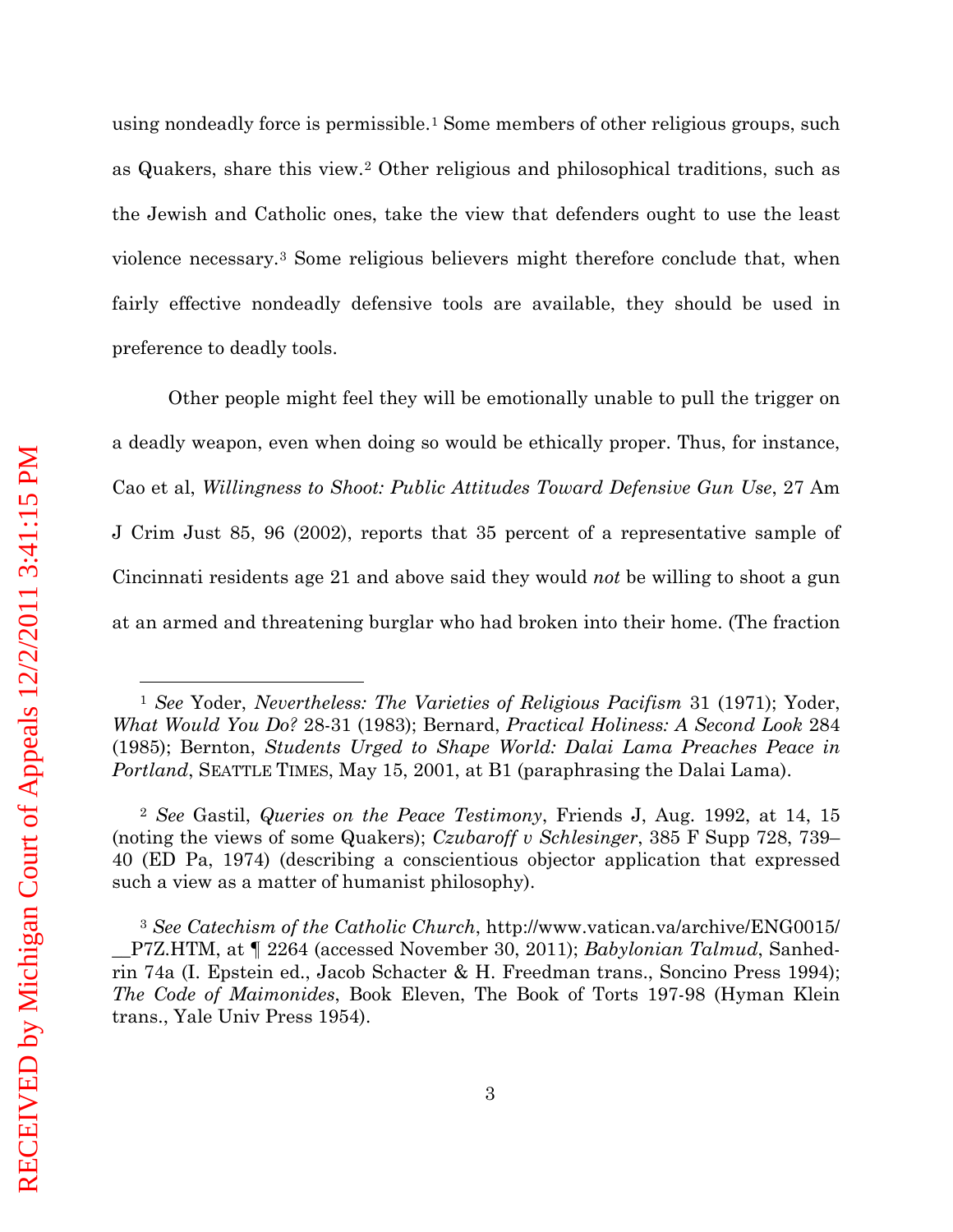using nondeadly force is permissible.[1] Some members of other religious groups, such as Quakers, share this view.[2] Other religious and philosophical traditions, such as the Jewish and Catholic ones, take the view that defenders ought to use the least violence necessary.[3] Some religious believers might therefore conclude that, when fairly effective nondeadly defensive tools are available, they should be used in preference to deadly tools.

Other people might feel they will be emotionally unable to pull the trigger on a deadly weapon, even when doing so would be ethically proper. Thus, for instance, Cao et al, *Willingness to Shoot: Public Attitudes Toward Defensive Gun Use*, 27 Am J Crim Just 85, 96 (2002), reports that 35 percent of a representative sample of Cincinnati residents age 21 and above said they would *not* be willing to shoot a gun at an armed and threatening burglar who had broken into their home. (The fraction

---

[1] *See* Yoder, *Nevertheless: The Varieties of Religious Pacifism* 31 (1971); Yoder, *What Would You Do?* 28-31 (1983); Bernard, *Practical Holiness: A Second Look* 284 (1985); Bernton, *Students Urged to Shape World: Dalai Lama Preaches Peace in Portland*, SEATTLE TIMES, May 15, 2001, at B1 (paraphrasing the Dalai Lama).

[2] *See* Gastil, *Queries on the Peace Testimony*, Friends J, Aug. 1992, at 14, 15 (noting the views of some Quakers); *Czubaroff v Schlesinger*, 385 F Supp 728, 739–40 (ED Pa, 1974) (describing a conscientious objector application that expressed such a view as a matter of humanist philosophy).

[3] *See Catechism of the Catholic Church*, http://www.vatican.va/archive/ENG0015/__P7Z.HTM, at ¶ 2264 (accessed November 30, 2011); *Babylonian Talmud*, Sanhedrin 74a (I. Epstein ed., Jacob Schacter & H. Freedman trans., Soncino Press 1994); *The Code of Maimonides*, Book Eleven, The Book of Torts 197-98 (Hyman Klein trans., Yale Univ Press 1954).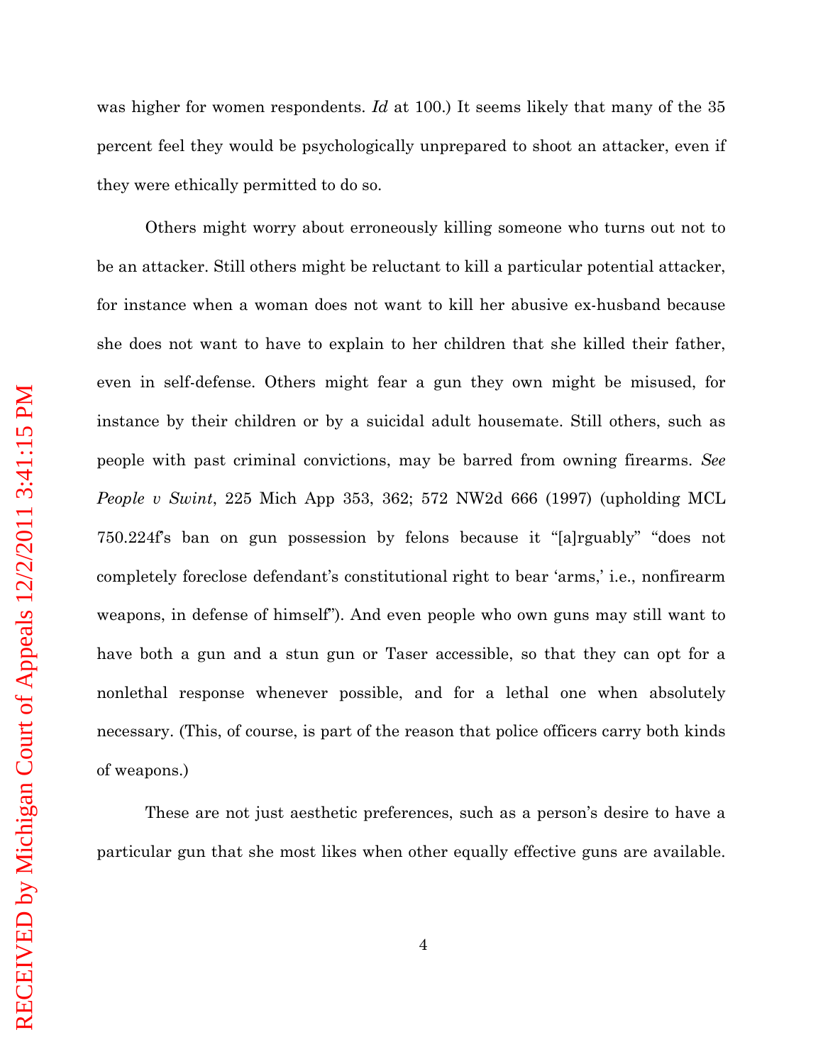was higher for women respondents. *Id* at 100.) It seems likely that many of the 35 percent feel they would be psychologically unprepared to shoot an attacker, even if they were ethically permitted to do so.

Others might worry about erroneously killing someone who turns out not to be an attacker. Still others might be reluctant to kill a particular potential attacker, for instance when a woman does not want to kill her abusive ex-husband because she does not want to have to explain to her children that she killed their father, even in self-defense. Others might fear a gun they own might be misused, for instance by their children or by a suicidal adult housemate. Still others, such as people with past criminal convictions, may be barred from owning firearms. *See People v Swint*, 225 Mich App 353, 362; 572 NW2d 666 (1997) (upholding MCL 750.224f's ban on gun possession by felons because it "[a]rguably" "does not completely foreclose defendant's constitutional right to bear 'arms,' i.e., nonfirearm weapons, in defense of himself"). And even people who own guns may still want to have both a gun and a stun gun or Taser accessible, so that they can opt for a nonlethal response whenever possible, and for a lethal one when absolutely necessary. (This, of course, is part of the reason that police officers carry both kinds of weapons.)

These are not just aesthetic preferences, such as a person's desire to have a particular gun that she most likes when other equally effective guns are available.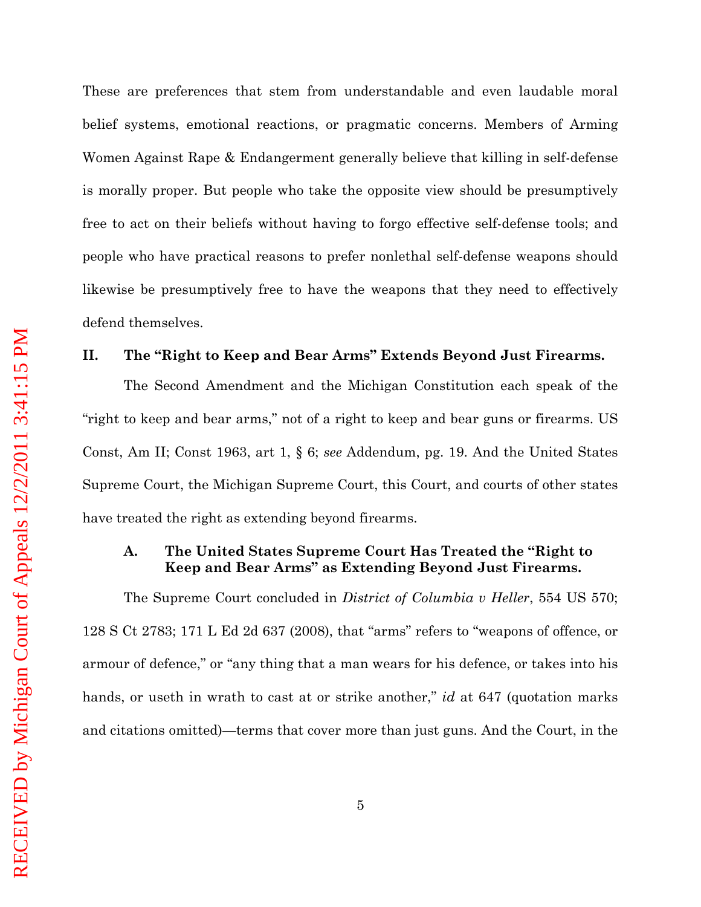These are preferences that stem from understandable and even laudable moral belief systems, emotional reactions, or pragmatic concerns. Members of Arming Women Against Rape & Endangerment generally believe that killing in self-defense is morally proper. But people who take the opposite view should be presumptively free to act on their beliefs without having to forgo effective self-defense tools; and people who have practical reasons to prefer nonlethal self-defense weapons should likewise be presumptively free to have the weapons that they need to effectively defend themselves.

## II. The "Right to Keep and Bear Arms" Extends Beyond Just Firearms.

The Second Amendment and the Michigan Constitution each speak of the "right to keep and bear arms," not of a right to keep and bear guns or firearms. US Const, Am II; Const 1963, art 1, § 6; *see* Addendum, pg. 19. And the United States Supreme Court, the Michigan Supreme Court, this Court, and courts of other states have treated the right as extending beyond firearms.

### A. The United States Supreme Court Has Treated the "Right to Keep and Bear Arms" as Extending Beyond Just Firearms.

The Supreme Court concluded in *District of Columbia v Heller*, 554 US 570; 128 S Ct 2783; 171 L Ed 2d 637 (2008), that "arms" refers to "weapons of offence, or armour of defence," or "any thing that a man wears for his defence, or takes into his hands, or useth in wrath to cast at or strike another," *id* at 647 (quotation marks and citations omitted)—terms that cover more than just guns. And the Court, in the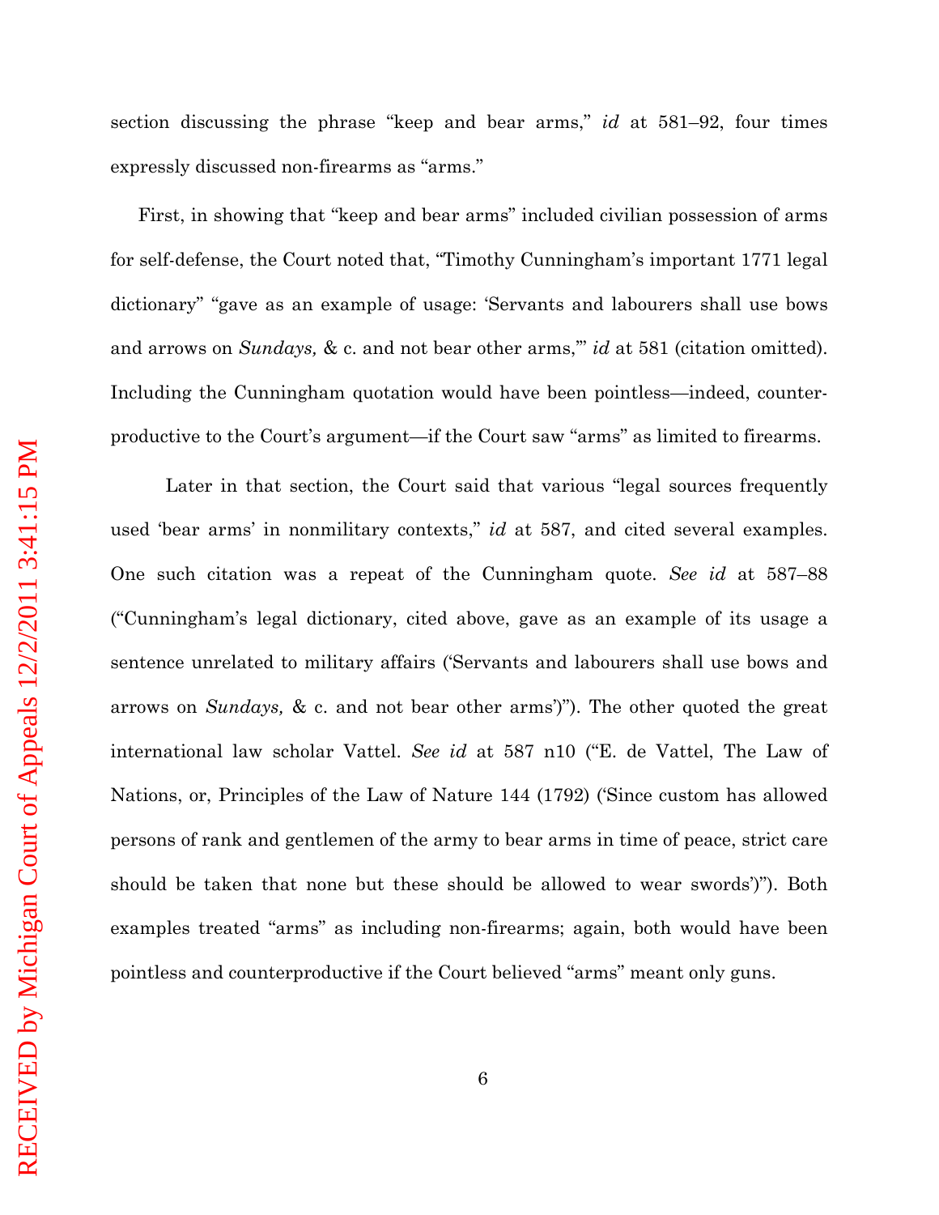section discussing the phrase "keep and bear arms," *id* at 581–92, four times expressly discussed non-firearms as "arms."

First, in showing that "keep and bear arms" included civilian possession of arms for self-defense, the Court noted that, "Timothy Cunningham's important 1771 legal dictionary" "gave as an example of usage: 'Servants and labourers shall use bows and arrows on *Sundays,* & c. and not bear other arms,'" *id* at 581 (citation omitted). Including the Cunningham quotation would have been pointless—indeed, counter-productive to the Court's argument—if the Court saw "arms" as limited to firearms.

Later in that section, the Court said that various "legal sources frequently used 'bear arms' in nonmilitary contexts," *id* at 587, and cited several examples. One such citation was a repeat of the Cunningham quote. *See id* at 587–88 ("Cunningham's legal dictionary, cited above, gave as an example of its usage a sentence unrelated to military affairs ('Servants and labourers shall use bows and arrows on *Sundays,* & c. and not bear other arms')"). The other quoted the great international law scholar Vattel. *See id* at 587 n10 ("E. de Vattel, The Law of Nations, or, Principles of the Law of Nature 144 (1792) ('Since custom has allowed persons of rank and gentlemen of the army to bear arms in time of peace, strict care should be taken that none but these should be allowed to wear swords')"). Both examples treated "arms" as including non-firearms; again, both would have been pointless and counterproductive if the Court believed "arms" meant only guns.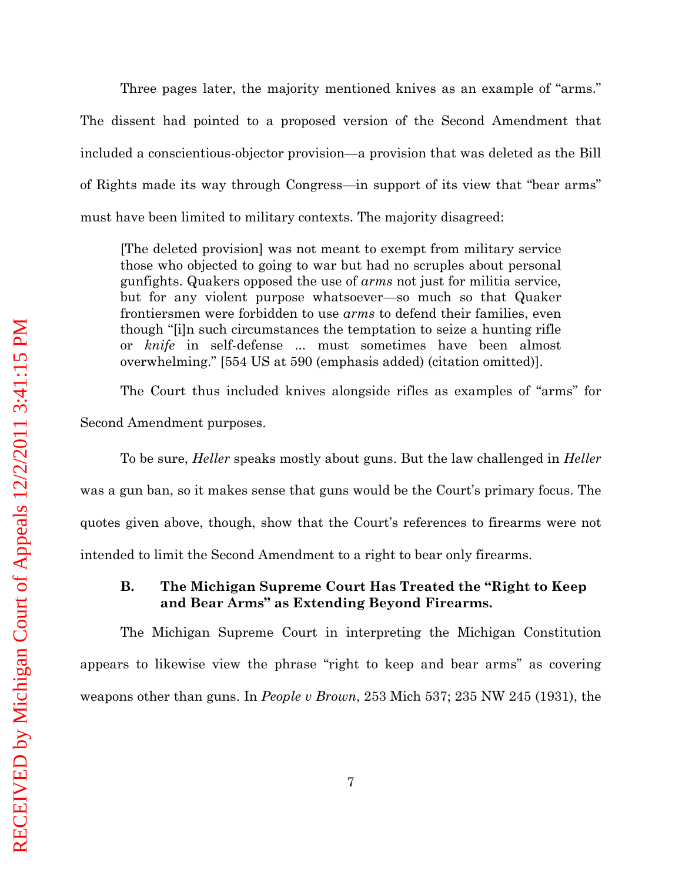Three pages later, the majority mentioned knives as an example of "arms." The dissent had pointed to a proposed version of the Second Amendment that included a conscientious-objector provision—a provision that was deleted as the Bill of Rights made its way through Congress—in support of its view that "bear arms" must have been limited to military contexts. The majority disagreed:

> [The deleted provision] was not meant to exempt from military service those who objected to going to war but had no scruples about personal gunfights. Quakers opposed the use of *arms* not just for militia service, but for any violent purpose whatsoever—so much so that Quaker frontiersmen were forbidden to use *arms* to defend their families, even though "[i]n such circumstances the temptation to seize a hunting rifle or *knife* in self-defense ... must sometimes have been almost overwhelming." [554 US at 590 (emphasis added) (citation omitted)].

The Court thus included knives alongside rifles as examples of "arms" for Second Amendment purposes.

To be sure, *Heller* speaks mostly about guns. But the law challenged in *Heller* was a gun ban, so it makes sense that guns would be the Court's primary focus. The quotes given above, though, show that the Court's references to firearms were not intended to limit the Second Amendment to a right to bear only firearms.

### B. The Michigan Supreme Court Has Treated the "Right to Keep and Bear Arms" as Extending Beyond Firearms.

The Michigan Supreme Court in interpreting the Michigan Constitution appears to likewise view the phrase "right to keep and bear arms" as covering weapons other than guns. In *People v Brown*, 253 Mich 537; 235 NW 245 (1931), the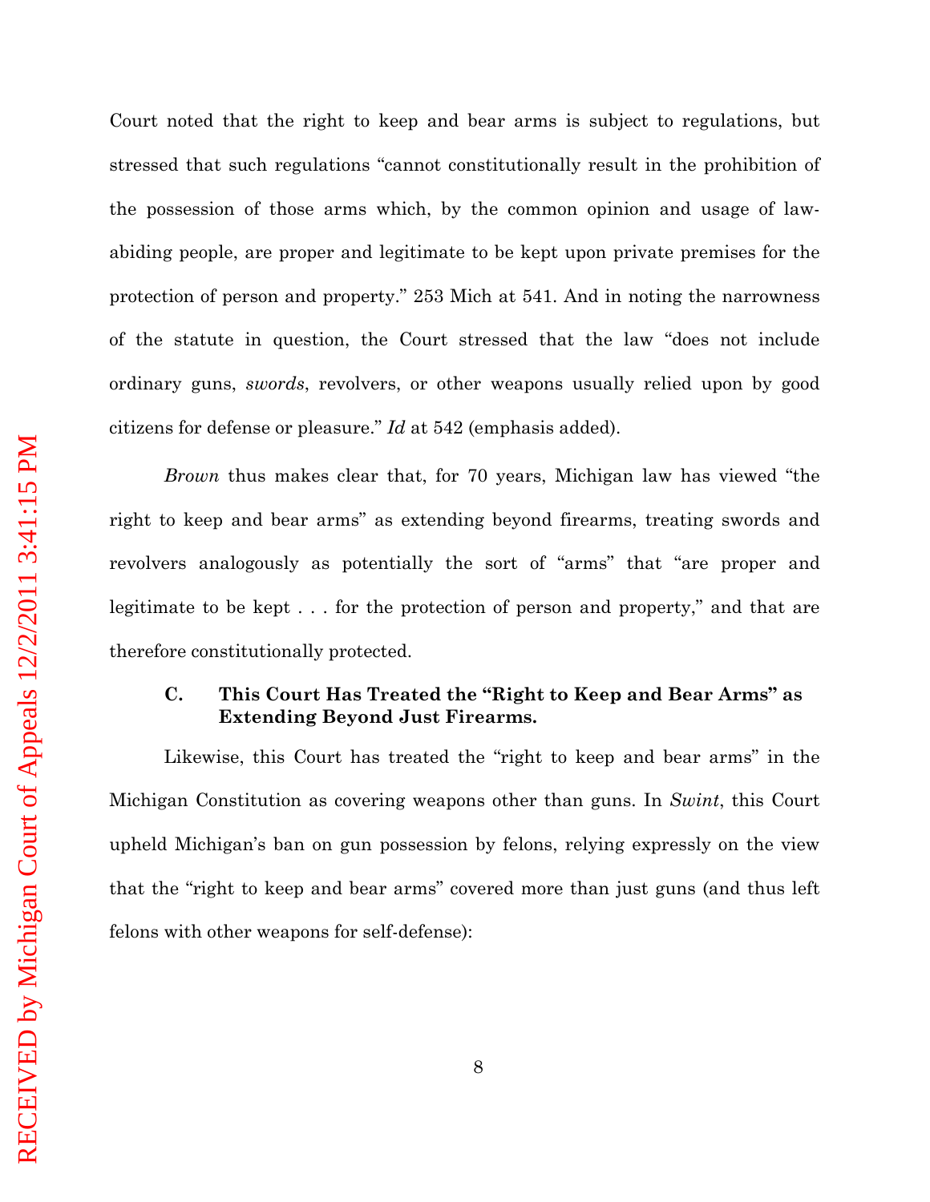Court noted that the right to keep and bear arms is subject to regulations, but stressed that such regulations "cannot constitutionally result in the prohibition of the possession of those arms which, by the common opinion and usage of law-abiding people, are proper and legitimate to be kept upon private premises for the protection of person and property." 253 Mich at 541. And in noting the narrowness of the statute in question, the Court stressed that the law "does not include ordinary guns, *swords*, revolvers, or other weapons usually relied upon by good citizens for defense or pleasure." *Id* at 542 (emphasis added).

*Brown* thus makes clear that, for 70 years, Michigan law has viewed "the right to keep and bear arms" as extending beyond firearms, treating swords and revolvers analogously as potentially the sort of "arms" that "are proper and legitimate to be kept . . . for the protection of person and property," and that are therefore constitutionally protected.

### C. This Court Has Treated the "Right to Keep and Bear Arms" as Extending Beyond Just Firearms.

Likewise, this Court has treated the "right to keep and bear arms" in the Michigan Constitution as covering weapons other than guns. In *Swint*, this Court upheld Michigan's ban on gun possession by felons, relying expressly on the view that the "right to keep and bear arms" covered more than just guns (and thus left felons with other weapons for self-defense):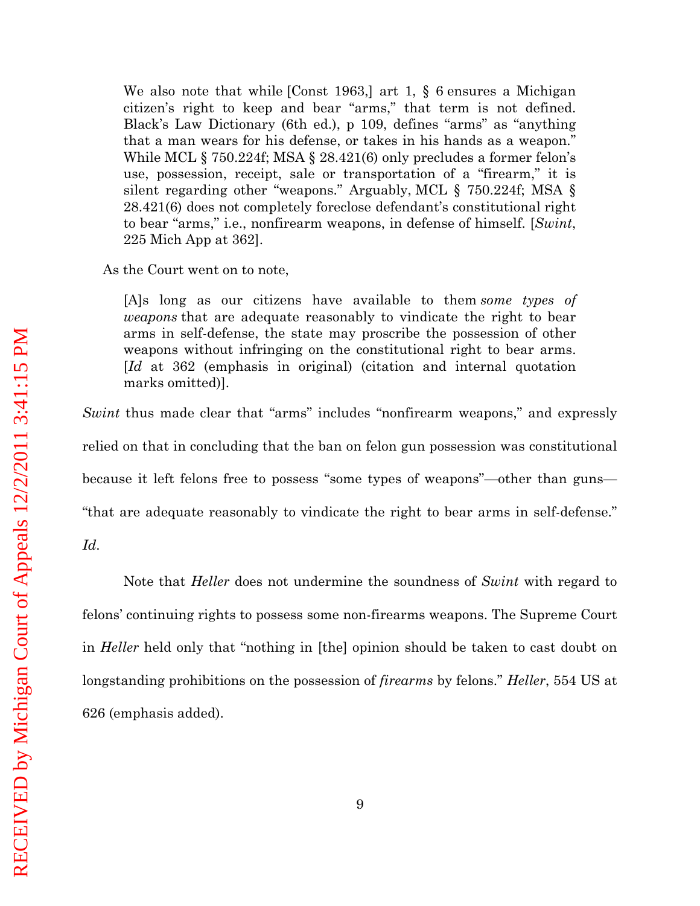> We also note that while [Const 1963,] art 1, § 6 ensures a Michigan citizen's right to keep and bear "arms," that term is not defined. Black's Law Dictionary (6th ed.), p 109, defines "arms" as "anything that a man wears for his defense, or takes in his hands as a weapon." While MCL § 750.224f; MSA § 28.421(6) only precludes a former felon's use, possession, receipt, sale or transportation of a "firearm," it is silent regarding other "weapons." Arguably, MCL § 750.224f; MSA § 28.421(6) does not completely foreclose defendant's constitutional right to bear "arms," i.e., nonfirearm weapons, in defense of himself. [*Swint*, 225 Mich App at 362].

As the Court went on to note,

> [A]s long as our citizens have available to them *some types of weapons* that are adequate reasonably to vindicate the right to bear arms in self-defense, the state may proscribe the possession of other weapons without infringing on the constitutional right to bear arms. [*Id* at 362 (emphasis in original) (citation and internal quotation marks omitted)].

*Swint* thus made clear that "arms" includes "nonfirearm weapons," and expressly relied on that in concluding that the ban on felon gun possession was constitutional because it left felons free to possess "some types of weapons"—other than guns—"that are adequate reasonably to vindicate the right to bear arms in self-defense." *Id*.

Note that *Heller* does not undermine the soundness of *Swint* with regard to felons' continuing rights to possess some non-firearms weapons. The Supreme Court in *Heller* held only that "nothing in [the] opinion should be taken to cast doubt on longstanding prohibitions on the possession of *firearms* by felons." *Heller*, 554 US at 626 (emphasis added).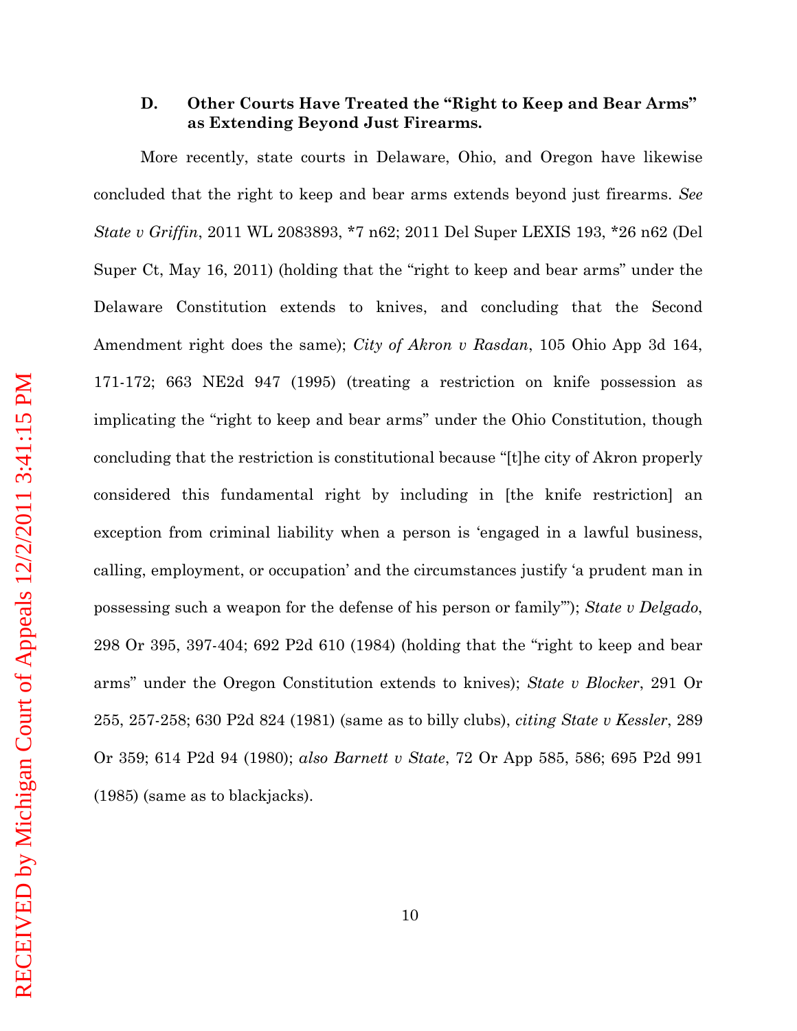### D. Other Courts Have Treated the "Right to Keep and Bear Arms" as Extending Beyond Just Firearms.

More recently, state courts in Delaware, Ohio, and Oregon have likewise concluded that the right to keep and bear arms extends beyond just firearms. *See State v Griffin*, 2011 WL 2083893, *7 n62; 2011 Del Super LEXIS 193, *26 n62 (Del Super Ct, May 16, 2011) (holding that the "right to keep and bear arms" under the Delaware Constitution extends to knives, and concluding that the Second Amendment right does the same); *City of Akron v Rasdan*, 105 Ohio App 3d 164, 171-172; 663 NE2d 947 (1995) (treating a restriction on knife possession as implicating the "right to keep and bear arms" under the Ohio Constitution, though concluding that the restriction is constitutional because "[t]he city of Akron properly considered this fundamental right by including in [the knife restriction] an exception from criminal liability when a person is 'engaged in a lawful business, calling, employment, or occupation' and the circumstances justify 'a prudent man in possessing such a weapon for the defense of his person or family'"); *State v Delgado*, 298 Or 395, 397-404; 692 P2d 610 (1984) (holding that the "right to keep and bear arms" under the Oregon Constitution extends to knives); *State v Blocker*, 291 Or 255, 257-258; 630 P2d 824 (1981) (same as to billy clubs), *citing State v Kessler*, 289 Or 359; 614 P2d 94 (1980); *also Barnett v State*, 72 Or App 585, 586; 695 P2d 991 (1985) (same as to blackjacks).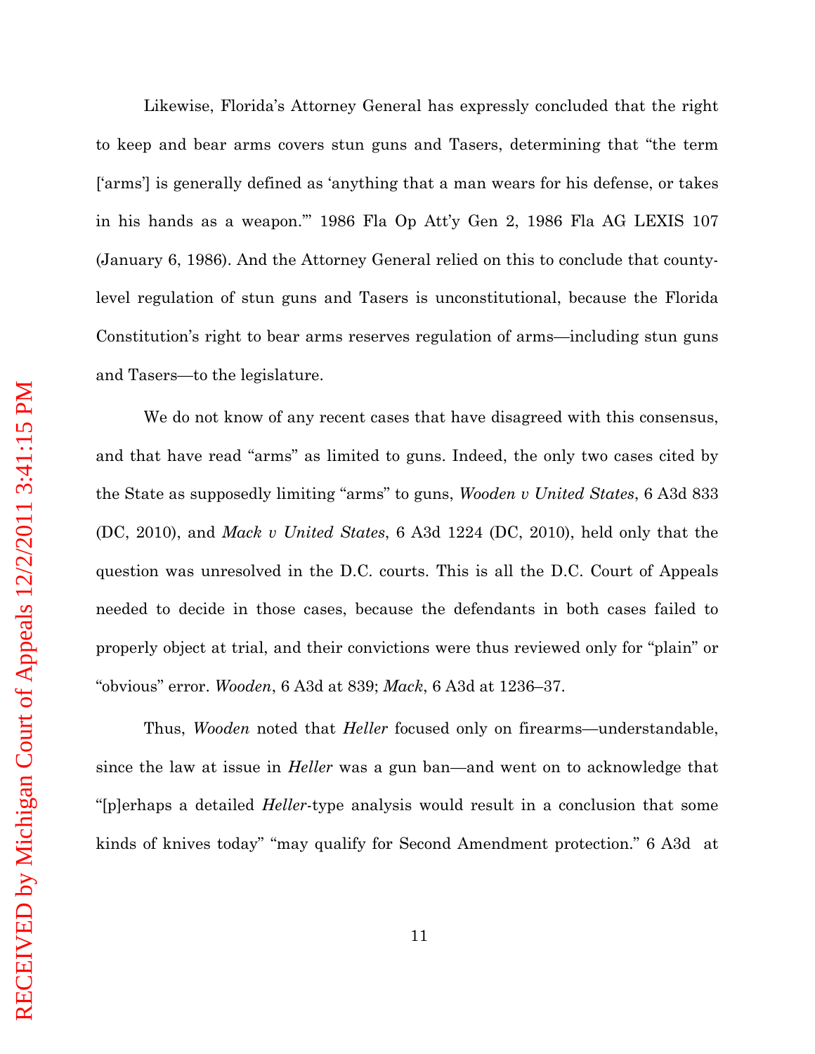Likewise, Florida's Attorney General has expressly concluded that the right to keep and bear arms covers stun guns and Tasers, determining that "the term ['arms'] is generally defined as 'anything that a man wears for his defense, or takes in his hands as a weapon.'" 1986 Fla Op Att'y Gen 2, 1986 Fla AG LEXIS 107 (January 6, 1986). And the Attorney General relied on this to conclude that county-level regulation of stun guns and Tasers is unconstitutional, because the Florida Constitution's right to bear arms reserves regulation of arms—including stun guns and Tasers—to the legislature.

We do not know of any recent cases that have disagreed with this consensus, and that have read "arms" as limited to guns. Indeed, the only two cases cited by the State as supposedly limiting "arms" to guns, *Wooden v United States*, 6 A3d 833 (DC, 2010), and *Mack v United States*, 6 A3d 1224 (DC, 2010), held only that the question was unresolved in the D.C. courts. This is all the D.C. Court of Appeals needed to decide in those cases, because the defendants in both cases failed to properly object at trial, and their convictions were thus reviewed only for "plain" or "obvious" error. *Wooden*, 6 A3d at 839; *Mack*, 6 A3d at 1236–37.

Thus, *Wooden* noted that *Heller* focused only on firearms—understandable, since the law at issue in *Heller* was a gun ban—and went on to acknowledge that "[p]erhaps a detailed *Heller*-type analysis would result in a conclusion that some kinds of knives today" "may qualify for Second Amendment protection." 6 A3d at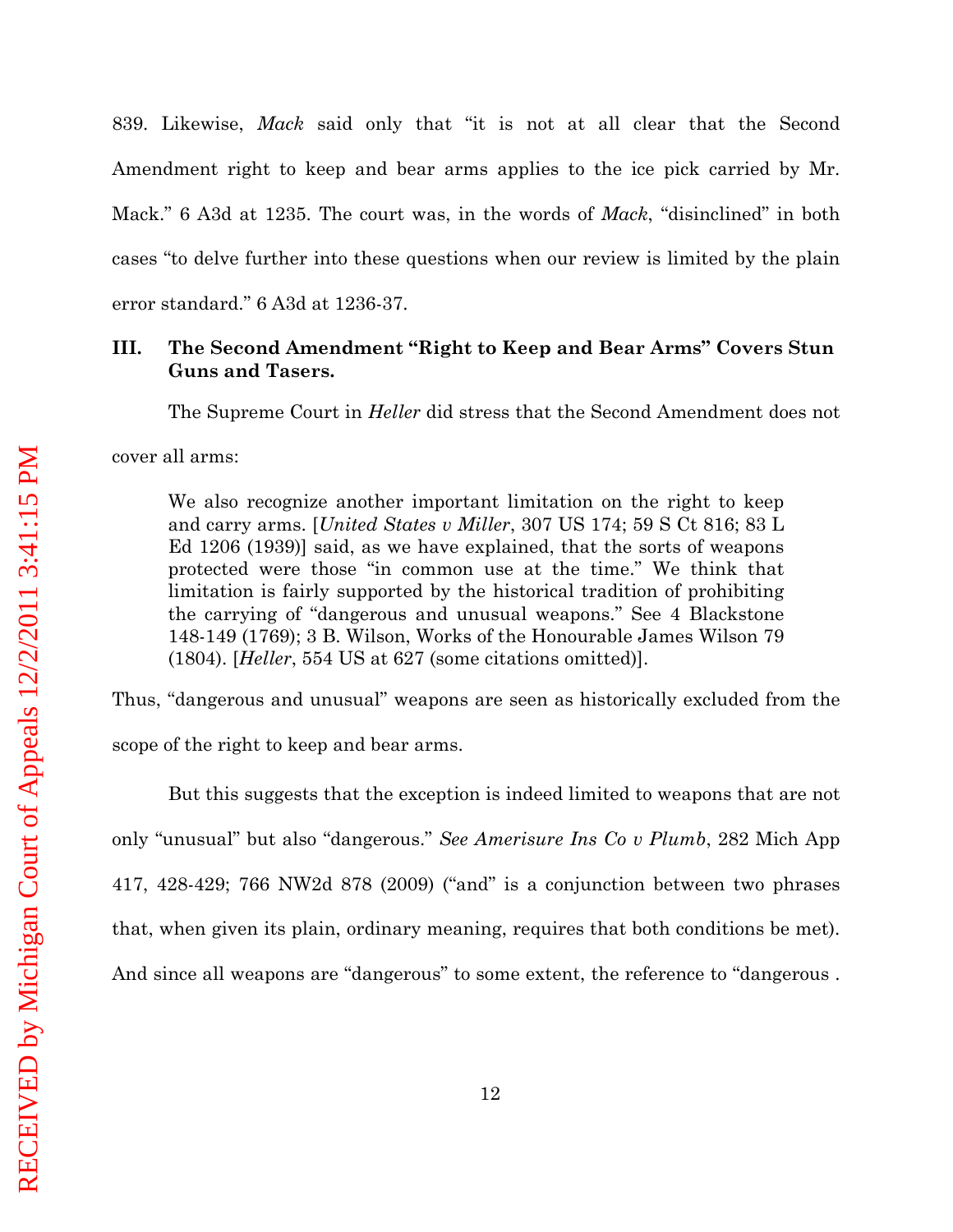839. Likewise, *Mack* said only that "it is not at all clear that the Second Amendment right to keep and bear arms applies to the ice pick carried by Mr. Mack." 6 A3d at 1235. The court was, in the words of *Mack*, "disinclined" in both cases "to delve further into these questions when our review is limited by the plain error standard." 6 A3d at 1236-37.

## III. The Second Amendment "Right to Keep and Bear Arms" Covers Stun Guns and Tasers.

The Supreme Court in *Heller* did stress that the Second Amendment does not cover all arms:

> We also recognize another important limitation on the right to keep and carry arms. [*United States v Miller*, 307 US 174; 59 S Ct 816; 83 L Ed 1206 (1939)] said, as we have explained, that the sorts of weapons protected were those "in common use at the time." We think that limitation is fairly supported by the historical tradition of prohibiting the carrying of "dangerous and unusual weapons." See 4 Blackstone 148-149 (1769); 3 B. Wilson, Works of the Honourable James Wilson 79 (1804). [*Heller*, 554 US at 627 (some citations omitted)].

Thus, "dangerous and unusual" weapons are seen as historically excluded from the scope of the right to keep and bear arms.

But this suggests that the exception is indeed limited to weapons that are not only "unusual" but also "dangerous." *See Amerisure Ins Co v Plumb*, 282 Mich App 417, 428-429; 766 NW2d 878 (2009) ("and" is a conjunction between two phrases that, when given its plain, ordinary meaning, requires that both conditions be met). And since all weapons are "dangerous" to some extent, the reference to "dangerous .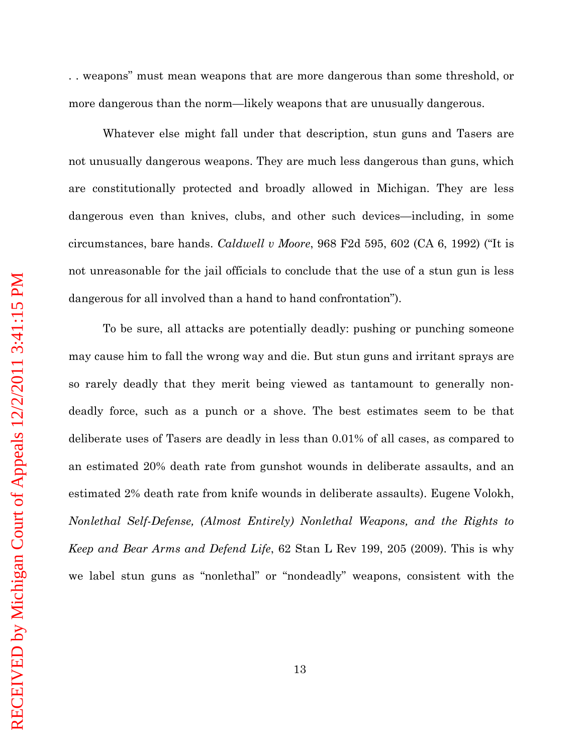. . weapons" must mean weapons that are more dangerous than some threshold, or more dangerous than the norm—likely weapons that are unusually dangerous.

Whatever else might fall under that description, stun guns and Tasers are not unusually dangerous weapons. They are much less dangerous than guns, which are constitutionally protected and broadly allowed in Michigan. They are less dangerous even than knives, clubs, and other such devices—including, in some circumstances, bare hands. *Caldwell v Moore*, 968 F2d 595, 602 (CA 6, 1992) ("It is not unreasonable for the jail officials to conclude that the use of a stun gun is less dangerous for all involved than a hand to hand confrontation").

To be sure, all attacks are potentially deadly: pushing or punching someone may cause him to fall the wrong way and die. But stun guns and irritant sprays are so rarely deadly that they merit being viewed as tantamount to generally non-deadly force, such as a punch or a shove. The best estimates seem to be that deliberate uses of Tasers are deadly in less than 0.01% of all cases, as compared to an estimated 20% death rate from gunshot wounds in deliberate assaults, and an estimated 2% death rate from knife wounds in deliberate assaults). Eugene Volokh, *Nonlethal Self-Defense, (Almost Entirely) Nonlethal Weapons, and the Rights to Keep and Bear Arms and Defend Life*, 62 Stan L Rev 199, 205 (2009). This is why we label stun guns as "nonlethal" or "nondeadly" weapons, consistent with the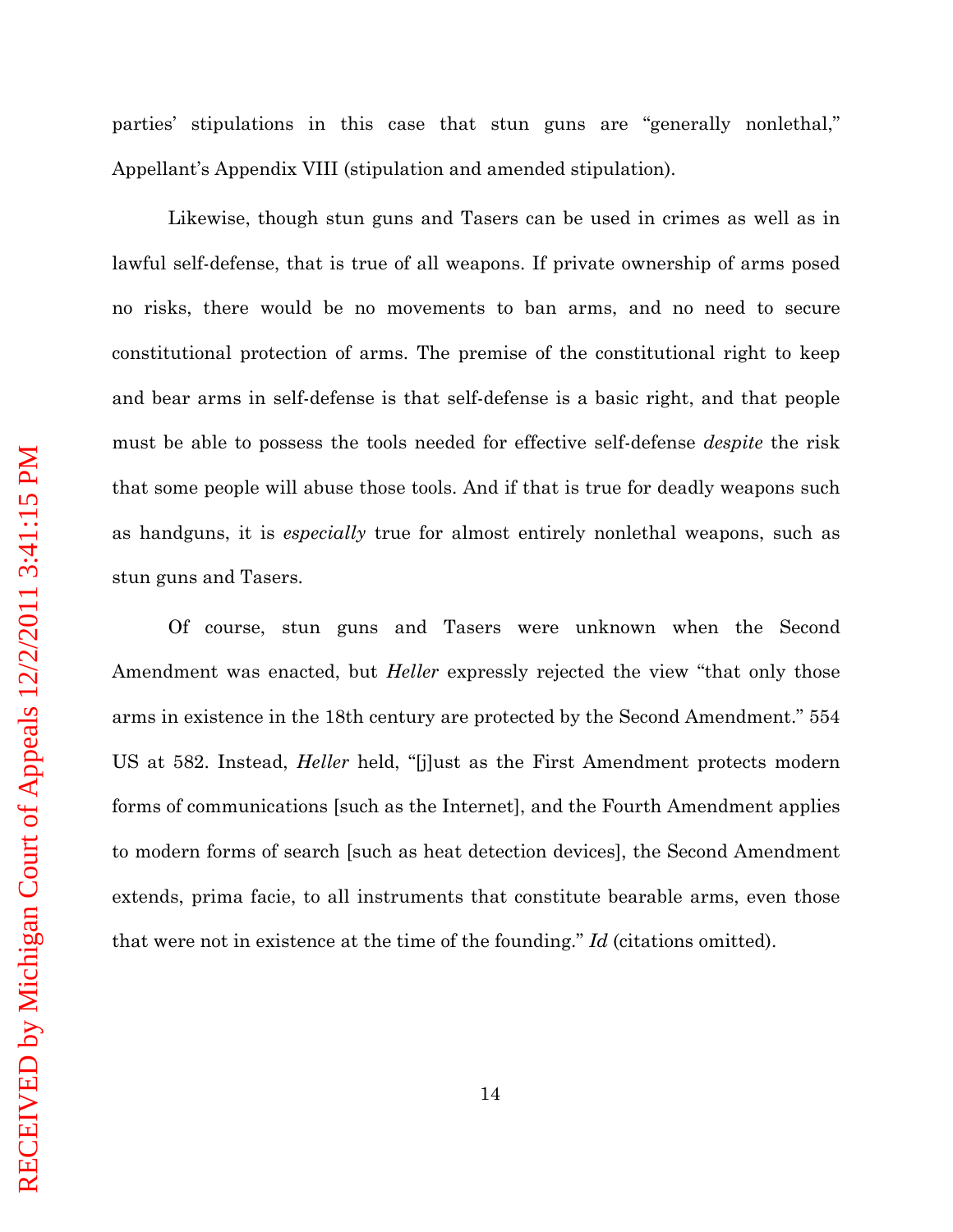parties' stipulations in this case that stun guns are "generally nonlethal," Appellant's Appendix VIII (stipulation and amended stipulation).

Likewise, though stun guns and Tasers can be used in crimes as well as in lawful self-defense, that is true of all weapons. If private ownership of arms posed no risks, there would be no movements to ban arms, and no need to secure constitutional protection of arms. The premise of the constitutional right to keep and bear arms in self-defense is that self-defense is a basic right, and that people must be able to possess the tools needed for effective self-defense *despite* the risk that some people will abuse those tools. And if that is true for deadly weapons such as handguns, it is *especially* true for almost entirely nonlethal weapons, such as stun guns and Tasers.

Of course, stun guns and Tasers were unknown when the Second Amendment was enacted, but *Heller* expressly rejected the view "that only those arms in existence in the 18th century are protected by the Second Amendment." 554 US at 582. Instead, *Heller* held, "[j]ust as the First Amendment protects modern forms of communications [such as the Internet], and the Fourth Amendment applies to modern forms of search [such as heat detection devices], the Second Amendment extends, prima facie, to all instruments that constitute bearable arms, even those that were not in existence at the time of the founding." *Id* (citations omitted).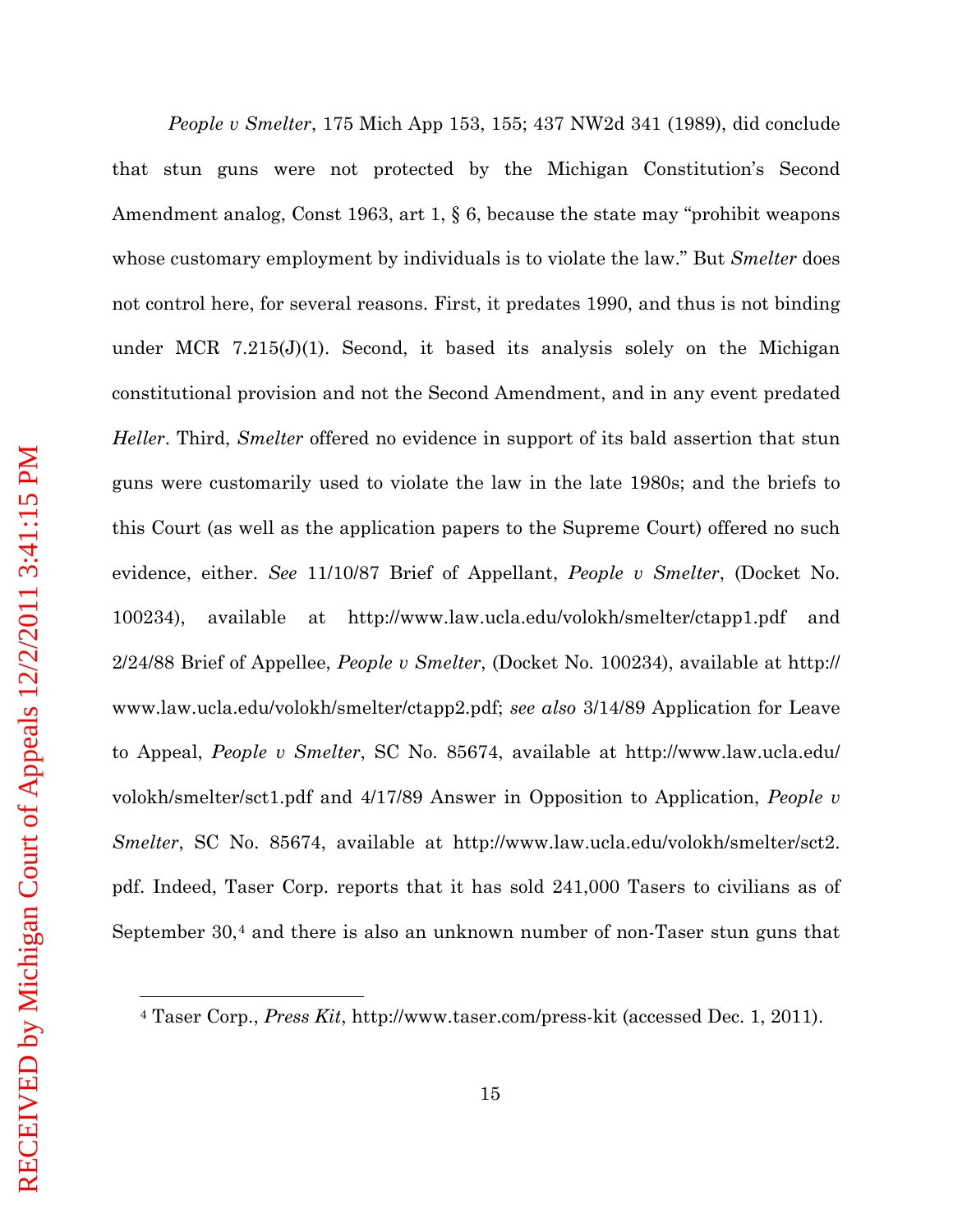*People v Smelter*, 175 Mich App 153, 155; 437 NW2d 341 (1989), did conclude that stun guns were not protected by the Michigan Constitution's Second Amendment analog, Const 1963, art 1, § 6, because the state may "prohibit weapons whose customary employment by individuals is to violate the law." But *Smelter* does not control here, for several reasons. First, it predates 1990, and thus is not binding under MCR 7.215(J)(1). Second, it based its analysis solely on the Michigan constitutional provision and not the Second Amendment, and in any event predated *Heller*. Third, *Smelter* offered no evidence in support of its bald assertion that stun guns were customarily used to violate the law in the late 1980s; and the briefs to this Court (as well as the application papers to the Supreme Court) offered no such evidence, either. *See* 11/10/87 Brief of Appellant, *People v Smelter*, (Docket No. 100234), available at http://www.law.ucla.edu/volokh/smelter/ctapp1.pdf and 2/24/88 Brief of Appellee, *People v Smelter*, (Docket No. 100234), available at http://www.law.ucla.edu/volokh/smelter/ctapp2.pdf; *see also* 3/14/89 Application for Leave to Appeal, *People v Smelter*, SC No. 85674, available at http://www.law.ucla.edu/volokh/smelter/sct1.pdf and 4/17/89 Answer in Opposition to Application, *People v Smelter*, SC No. 85674, available at http://www.law.ucla.edu/volokh/smelter/sct2.pdf. Indeed, Taser Corp. reports that it has sold 241,000 Tasers to civilians as of September 30,[4] and there is also an unknown number of non-Taser stun guns that

---

[4] Taser Corp., *Press Kit*, http://www.taser.com/press-kit (accessed Dec. 1, 2011).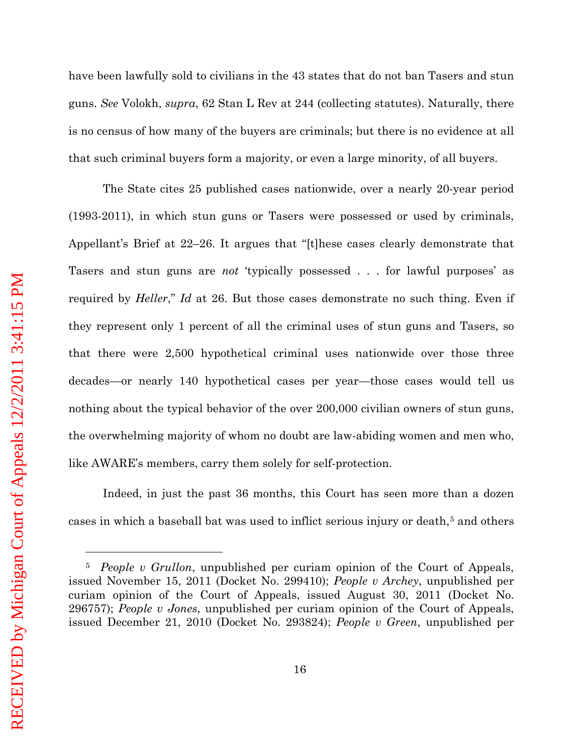have been lawfully sold to civilians in the 43 states that do not ban Tasers and stun guns. *See* Volokh, *supra*, 62 Stan L Rev at 244 (collecting statutes). Naturally, there is no census of how many of the buyers are criminals; but there is no evidence at all that such criminal buyers form a majority, or even a large minority, of all buyers.

The State cites 25 published cases nationwide, over a nearly 20-year period (1993-2011), in which stun guns or Tasers were possessed or used by criminals, Appellant's Brief at 22–26. It argues that "[t]hese cases clearly demonstrate that Tasers and stun guns are *not* 'typically possessed . . . for lawful purposes' as required by *Heller*," *Id* at 26. But those cases demonstrate no such thing. Even if they represent only 1 percent of all the criminal uses of stun guns and Tasers, so that there were 2,500 hypothetical criminal uses nationwide over those three decades—or nearly 140 hypothetical cases per year—those cases would tell us nothing about the typical behavior of the over 200,000 civilian owners of stun guns, the overwhelming majority of whom no doubt are law-abiding women and men who, like AWARE's members, carry them solely for self-protection.

Indeed, in just the past 36 months, this Court has seen more than a dozen cases in which a baseball bat was used to inflict serious injury or death,[5] and others

---

[5] *People v Grullon*, unpublished per curiam opinion of the Court of Appeals, issued November 15, 2011 (Docket No. 299410); *People v Archey*, unpublished per curiam opinion of the Court of Appeals, issued August 30, 2011 (Docket No. 296757); *People v Jones*, unpublished per curiam opinion of the Court of Appeals, issued December 21, 2010 (Docket No. 293824); *People v Green*, unpublished per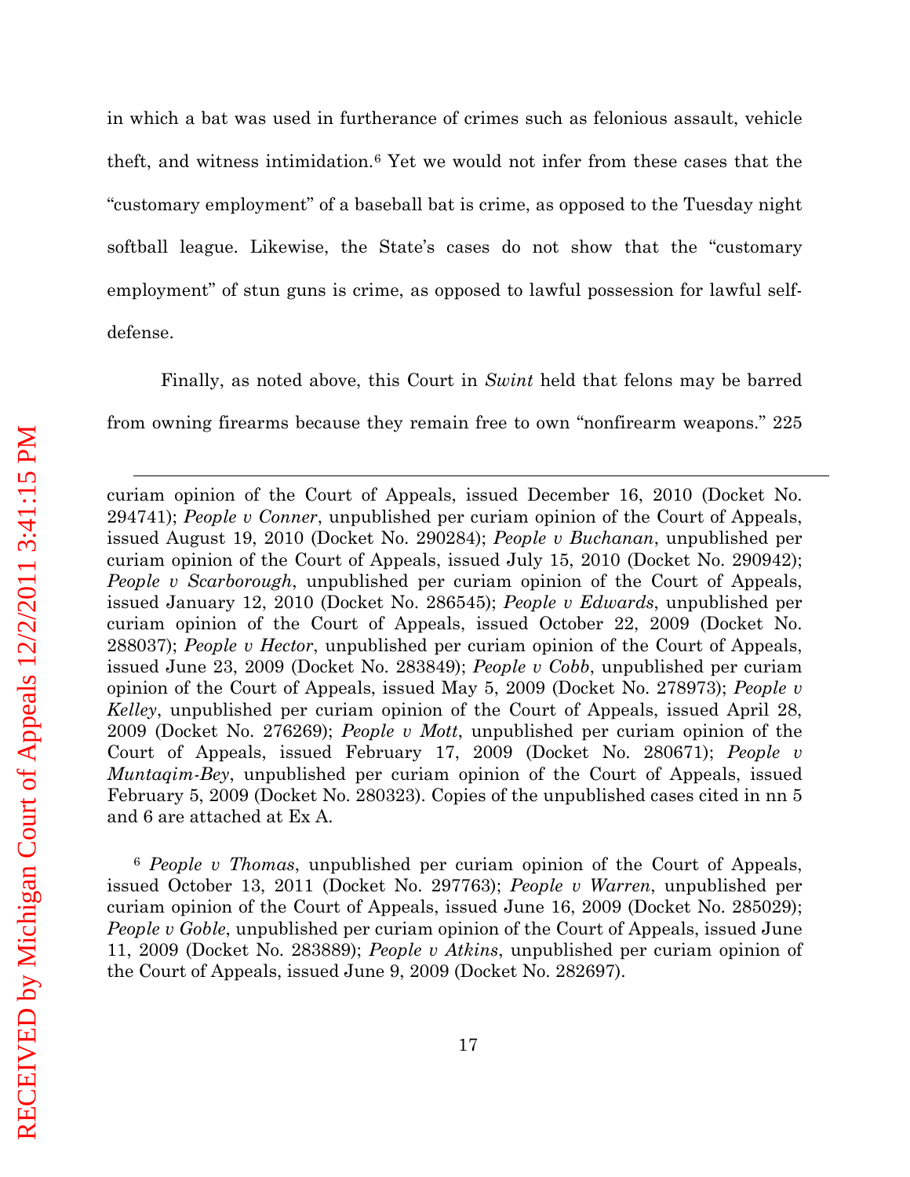in which a bat was used in furtherance of crimes such as felonious assault, vehicle theft, and witness intimidation.[6] Yet we would not infer from these cases that the "customary employment" of a baseball bat is crime, as opposed to the Tuesday night softball league. Likewise, the State's cases do not show that the "customary employment" of stun guns is crime, as opposed to lawful possession for lawful self-defense.

Finally, as noted above, this Court in *Swint* held that felons may be barred from owning firearms because they remain free to own "nonfirearm weapons." 225

---

curiam opinion of the Court of Appeals, issued December 16, 2010 (Docket No. 294741); *People v Conner*, unpublished per curiam opinion of the Court of Appeals, issued August 19, 2010 (Docket No. 290284); *People v Buchanan*, unpublished per curiam opinion of the Court of Appeals, issued July 15, 2010 (Docket No. 290942); *People v Scarborough*, unpublished per curiam opinion of the Court of Appeals, issued January 12, 2010 (Docket No. 286545); *People v Edwards*, unpublished per curiam opinion of the Court of Appeals, issued October 22, 2009 (Docket No. 288037); *People v Hector*, unpublished per curiam opinion of the Court of Appeals, issued June 23, 2009 (Docket No. 283849); *People v Cobb*, unpublished per curiam opinion of the Court of Appeals, issued May 5, 2009 (Docket No. 278973); *People v Kelley*, unpublished per curiam opinion of the Court of Appeals, issued April 28, 2009 (Docket No. 276269); *People v Mott*, unpublished per curiam opinion of the Court of Appeals, issued February 17, 2009 (Docket No. 280671); *People v Muntaqim-Bey*, unpublished per curiam opinion of the Court of Appeals, issued February 5, 2009 (Docket No. 280323). Copies of the unpublished cases cited in nn 5 and 6 are attached at Ex A.

[6] *People v Thomas*, unpublished per curiam opinion of the Court of Appeals, issued October 13, 2011 (Docket No. 297763); *People v Warren*, unpublished per curiam opinion of the Court of Appeals, issued June 16, 2009 (Docket No. 285029); *People v Goble*, unpublished per curiam opinion of the Court of Appeals, issued June 11, 2009 (Docket No. 283889); *People v Atkins*, unpublished per curiam opinion of the Court of Appeals, issued June 9, 2009 (Docket No. 282697).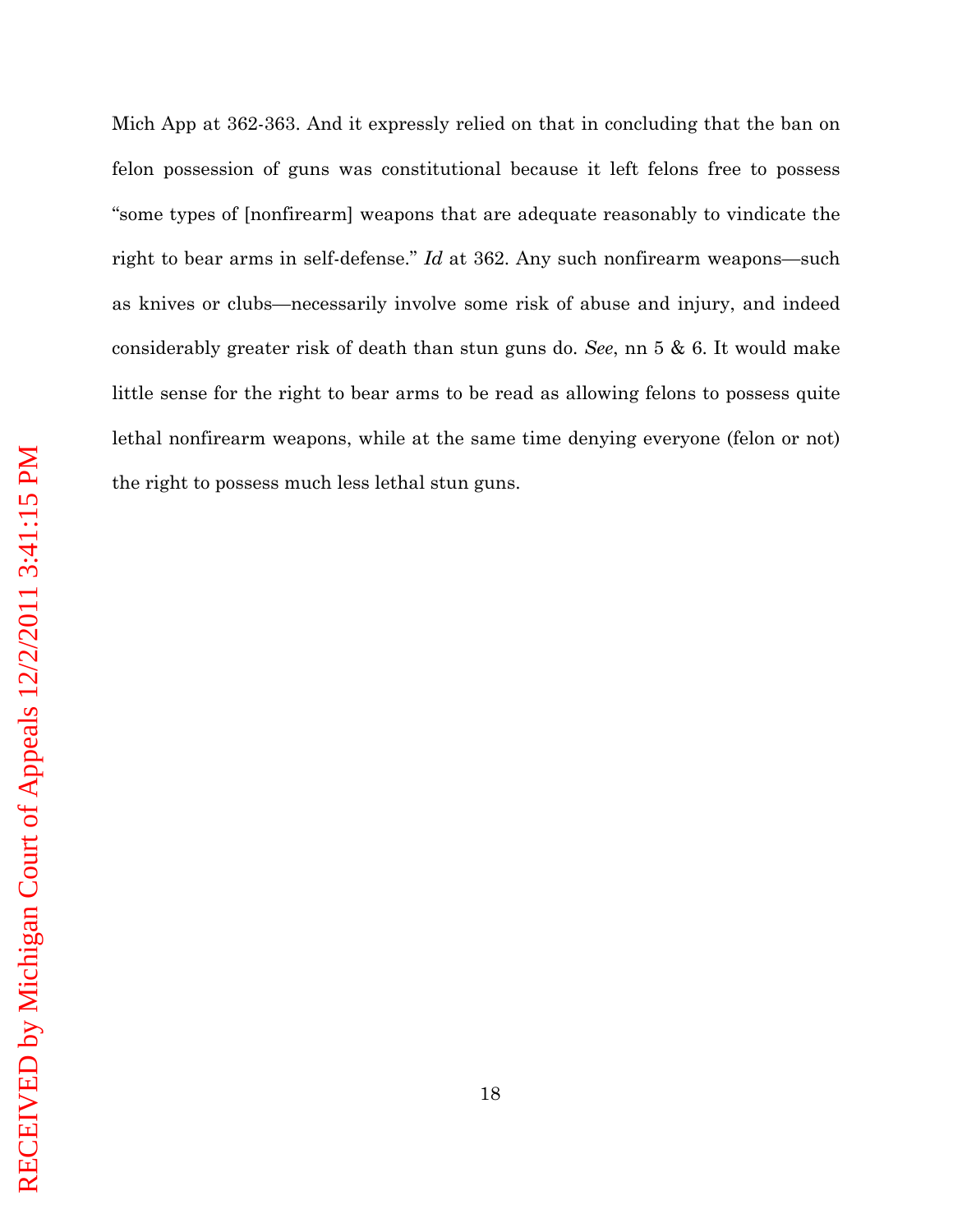Mich App at 362-363. And it expressly relied on that in concluding that the ban on felon possession of guns was constitutional because it left felons free to possess "some types of [nonfirearm] weapons that are adequate reasonably to vindicate the right to bear arms in self-defense." *Id* at 362. Any such nonfirearm weapons—such as knives or clubs—necessarily involve some risk of abuse and injury, and indeed considerably greater risk of death than stun guns do. *See*, nn 5 & 6. It would make little sense for the right to bear arms to be read as allowing felons to possess quite lethal nonfirearm weapons, while at the same time denying everyone (felon or not) the right to possess much less lethal stun guns.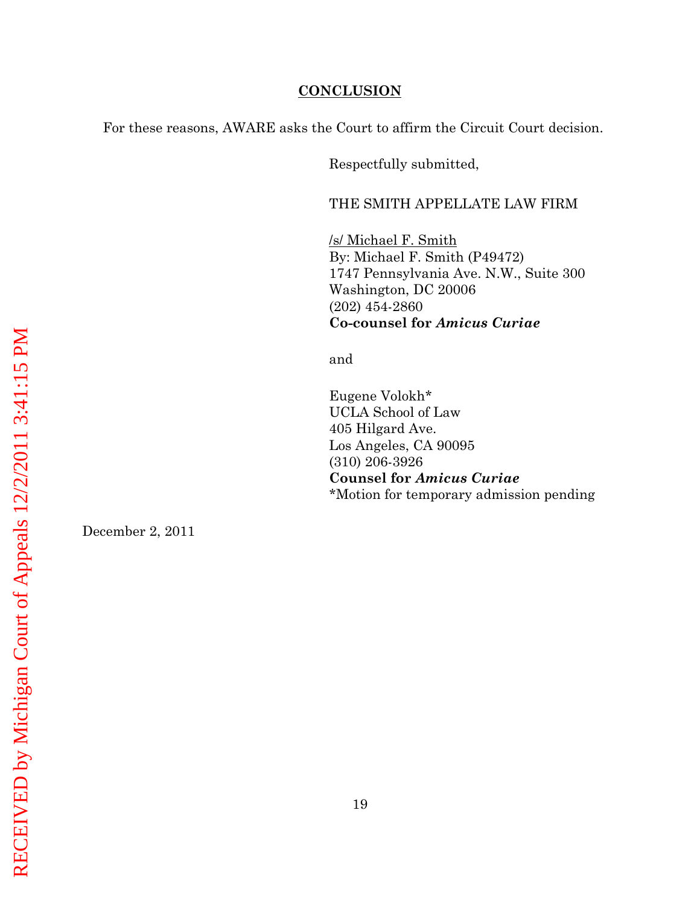## CONCLUSION

For these reasons, AWARE asks the Court to affirm the Circuit Court decision.

Respectfully submitted,

THE SMITH APPELLATE LAW FIRM

/s/ Michael F. Smith
By: Michael F. Smith (P49472)
1747 Pennsylvania Ave. N.W., Suite 300
Washington, DC 20006
(202) 454-2860
**Co-counsel for *Amicus Curiae***

and

Eugene Volokh*
UCLA School of Law
405 Hilgard Ave.
Los Angeles, CA 90095
(310) 206-3926
**Counsel for *Amicus Curiae***
*Motion for temporary admission pending

December 2, 2011

RECEIVED by Michigan Court of Appeals 12/2/2011 3:41:15 PM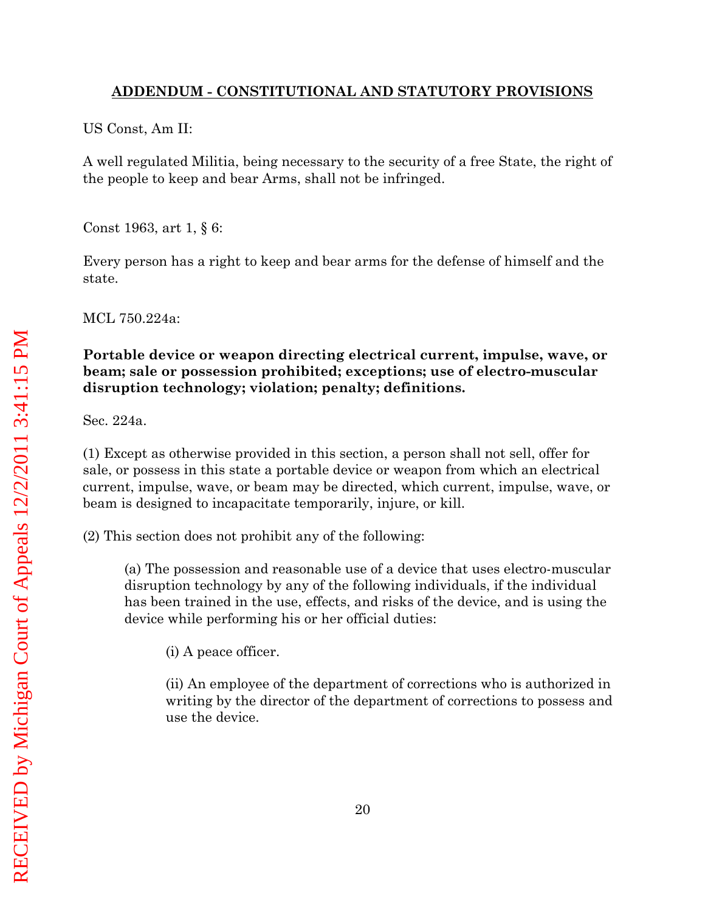## ADDENDUM - CONSTITUTIONAL AND STATUTORY PROVISIONS

US Const, Am II:

A well regulated Militia, being necessary to the security of a free State, the right of the people to keep and bear Arms, shall not be infringed.

Const 1963, art 1, § 6:

Every person has a right to keep and bear arms for the defense of himself and the state.

MCL 750.224a:

**Portable device or weapon directing electrical current, impulse, wave, or beam; sale or possession prohibited; exceptions; use of electro-muscular disruption technology; violation; penalty; definitions.**

Sec. 224a.

(1) Except as otherwise provided in this section, a person shall not sell, offer for sale, or possess in this state a portable device or weapon from which an electrical current, impulse, wave, or beam may be directed, which current, impulse, wave, or beam is designed to incapacitate temporarily, injure, or kill.

(2) This section does not prohibit any of the following:

> (a) The possession and reasonable use of a device that uses electro-muscular disruption technology by any of the following individuals, if the individual has been trained in the use, effects, and risks of the device, and is using the device while performing his or her official duties:
>
> > (i) A peace officer.
> >
> > (ii) An employee of the department of corrections who is authorized in writing by the director of the department of corrections to possess and use the device.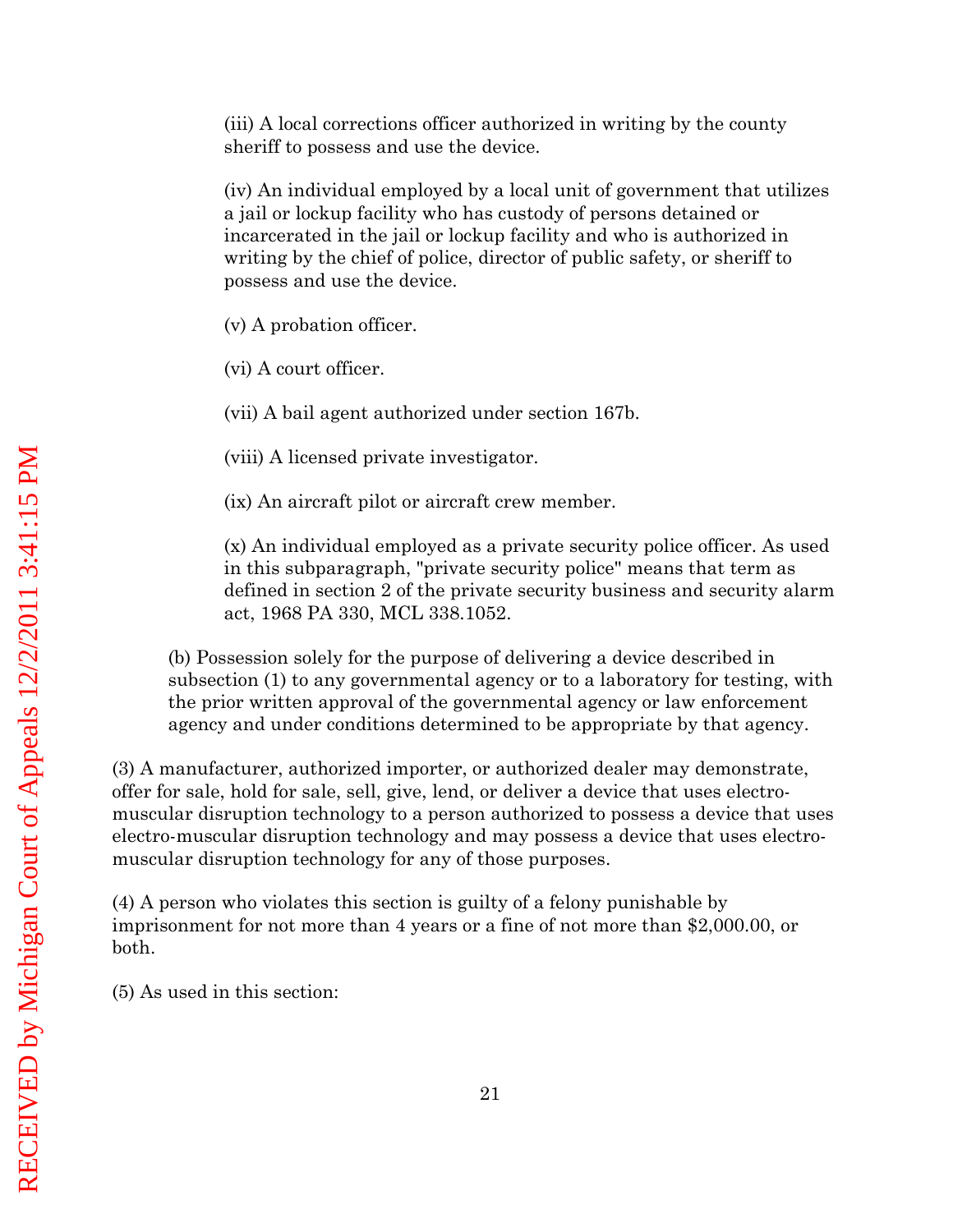(iii) A local corrections officer authorized in writing by the county sheriff to possess and use the device.

(iv) An individual employed by a local unit of government that utilizes a jail or lockup facility who has custody of persons detained or incarcerated in the jail or lockup facility and who is authorized in writing by the chief of police, director of public safety, or sheriff to possess and use the device.

(v) A probation officer.

(vi) A court officer.

(vii) A bail agent authorized under section 167b.

(viii) A licensed private investigator.

(ix) An aircraft pilot or aircraft crew member.

(x) An individual employed as a private security police officer. As used in this subparagraph, "private security police" means that term as defined in section 2 of the private security business and security alarm act, 1968 PA 330, MCL 338.1052.

(b) Possession solely for the purpose of delivering a device described in subsection (1) to any governmental agency or to a laboratory for testing, with the prior written approval of the governmental agency or law enforcement agency and under conditions determined to be appropriate by that agency.

(3) A manufacturer, authorized importer, or authorized dealer may demonstrate, offer for sale, hold for sale, sell, give, lend, or deliver a device that uses electro-muscular disruption technology to a person authorized to possess a device that uses electro-muscular disruption technology and may possess a device that uses electro-muscular disruption technology for any of those purposes.

(4) A person who violates this section is guilty of a felony punishable by imprisonment for not more than 4 years or a fine of not more than $2,000.00, or both.

(5) As used in this section: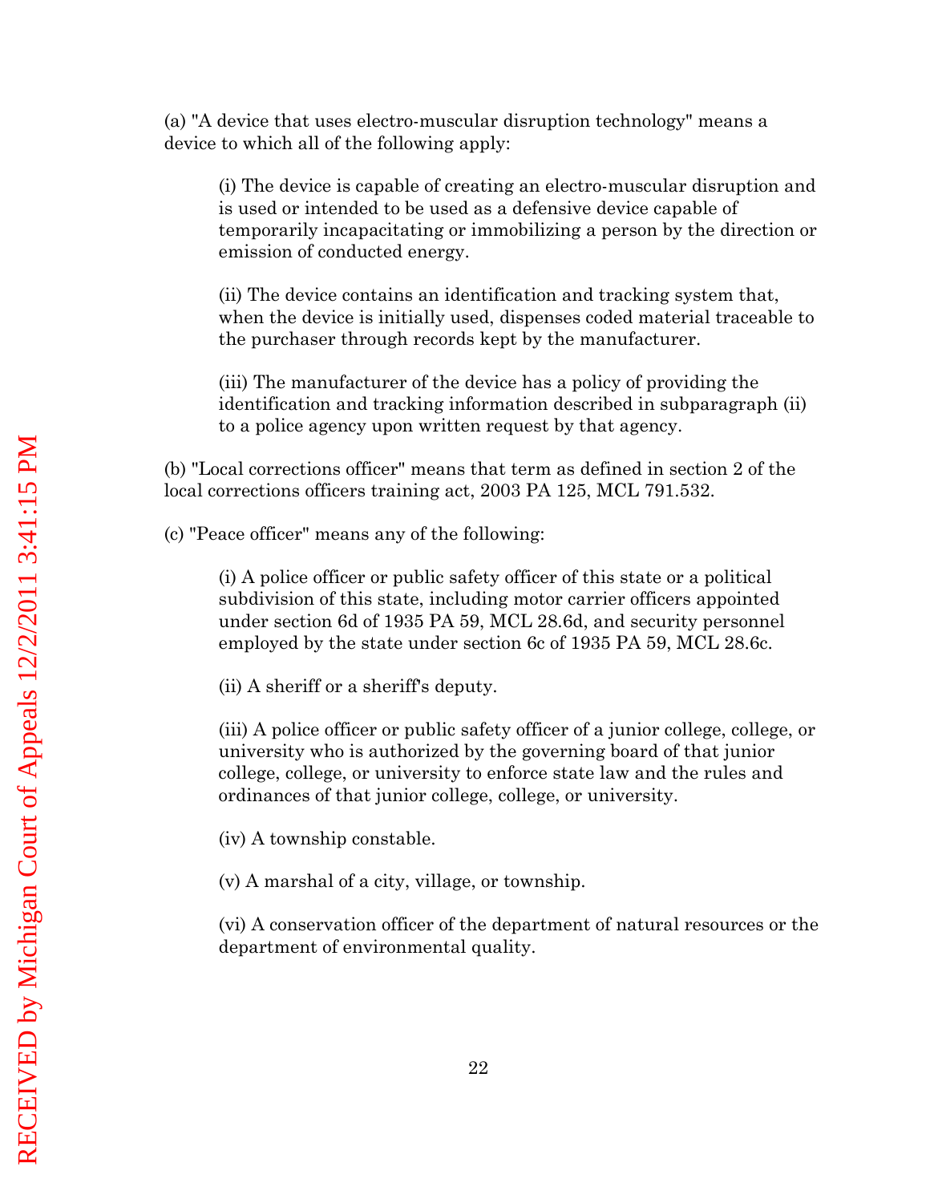(a) "A device that uses electro-muscular disruption technology" means a device to which all of the following apply:

> (i) The device is capable of creating an electro-muscular disruption and is used or intended to be used as a defensive device capable of temporarily incapacitating or immobilizing a person by the direction or emission of conducted energy.
>
> (ii) The device contains an identification and tracking system that, when the device is initially used, dispenses coded material traceable to the purchaser through records kept by the manufacturer.
>
> (iii) The manufacturer of the device has a policy of providing the identification and tracking information described in subparagraph (ii) to a police agency upon written request by that agency.

(b) "Local corrections officer" means that term as defined in section 2 of the local corrections officers training act, 2003 PA 125, MCL 791.532.

(c) "Peace officer" means any of the following:

> (i) A police officer or public safety officer of this state or a political subdivision of this state, including motor carrier officers appointed under section 6d of 1935 PA 59, MCL 28.6d, and security personnel employed by the state under section 6c of 1935 PA 59, MCL 28.6c.
>
> (ii) A sheriff or a sheriff's deputy.
>
> (iii) A police officer or public safety officer of a junior college, college, or university who is authorized by the governing board of that junior college, college, or university to enforce state law and the rules and ordinances of that junior college, college, or university.
>
> (iv) A township constable.
>
> (v) A marshal of a city, village, or township.
>
> (vi) A conservation officer of the department of natural resources or the department of environmental quality.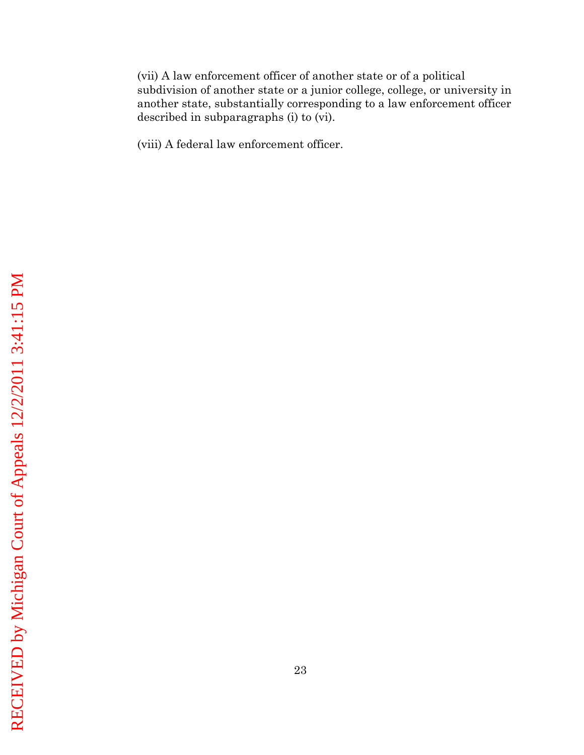(vii) A law enforcement officer of another state or of a political subdivision of another state or a junior college, college, or university in another state, substantially corresponding to a law enforcement officer described in subparagraphs (i) to (vi).

(viii) A federal law enforcement officer.